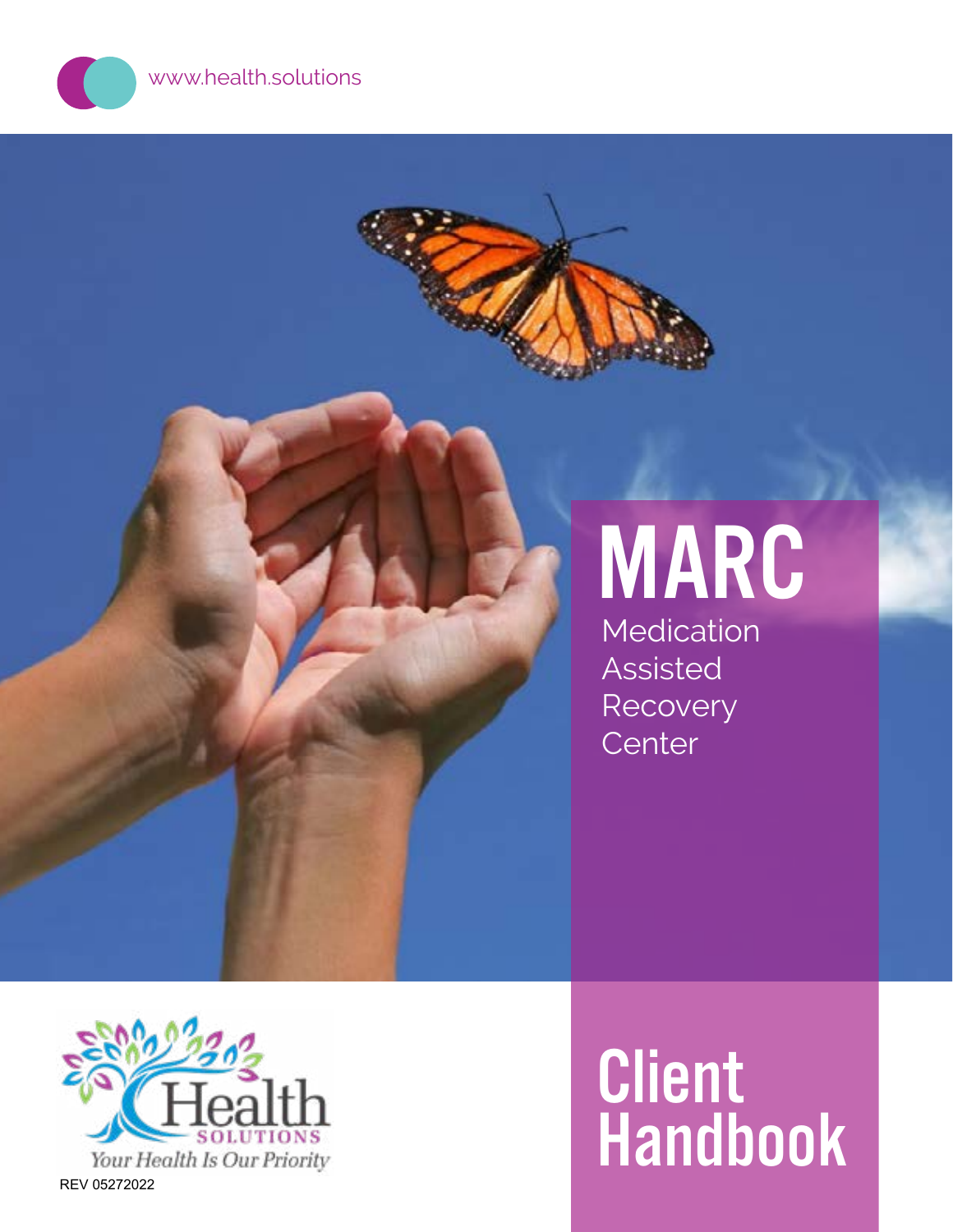www.health.solutions

# MARC

Medication
Assisted
Recovery
Center

Health
SOLUTIONS
*Your Health Is Our Priority*

REV 05272022

# Client Handbook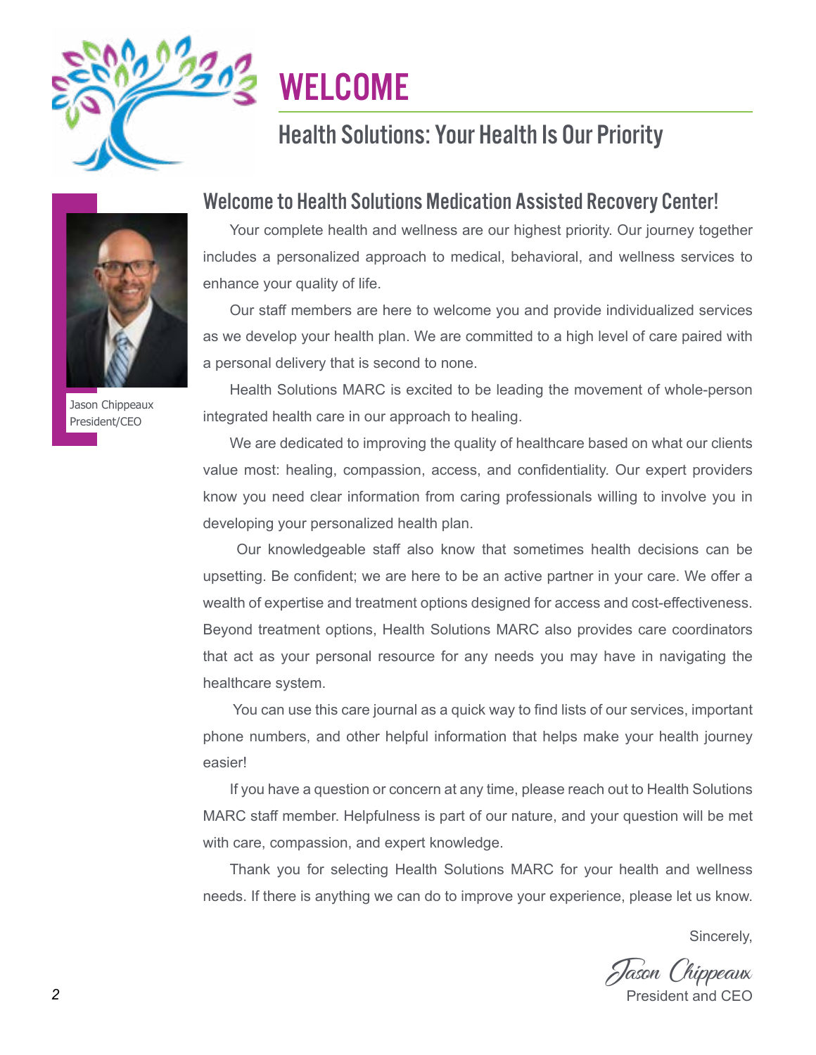# WELCOME

## Health Solutions: Your Health Is Our Priority

Jason Chippeaux
President/CEO

### Welcome to Health Solutions Medication Assisted Recovery Center!

Your complete health and wellness are our highest priority. Our journey together includes a personalized approach to medical, behavioral, and wellness services to enhance your quality of life.

Our staff members are here to welcome you and provide individualized services as we develop your health plan. We are committed to a high level of care paired with a personal delivery that is second to none.

Health Solutions MARC is excited to be leading the movement of whole-person integrated health care in our approach to healing.

We are dedicated to improving the quality of healthcare based on what our clients value most: healing, compassion, access, and confidentiality. Our expert providers know you need clear information from caring professionals willing to involve you in developing your personalized health plan.

Our knowledgeable staff also know that sometimes health decisions can be upsetting. Be confident; we are here to be an active partner in your care. We offer a wealth of expertise and treatment options designed for access and cost-effectiveness. Beyond treatment options, Health Solutions MARC also provides care coordinators that act as your personal resource for any needs you may have in navigating the healthcare system.

You can use this care journal as a quick way to find lists of our services, important phone numbers, and other helpful information that helps make your health journey easier!

If you have a question or concern at any time, please reach out to Health Solutions MARC staff member. Helpfulness is part of our nature, and your question will be met with care, compassion, and expert knowledge.

Thank you for selecting Health Solutions MARC for your health and wellness needs. If there is anything we can do to improve your experience, please let us know.

Sincerely,

*Jason Chippeaux*
President and CEO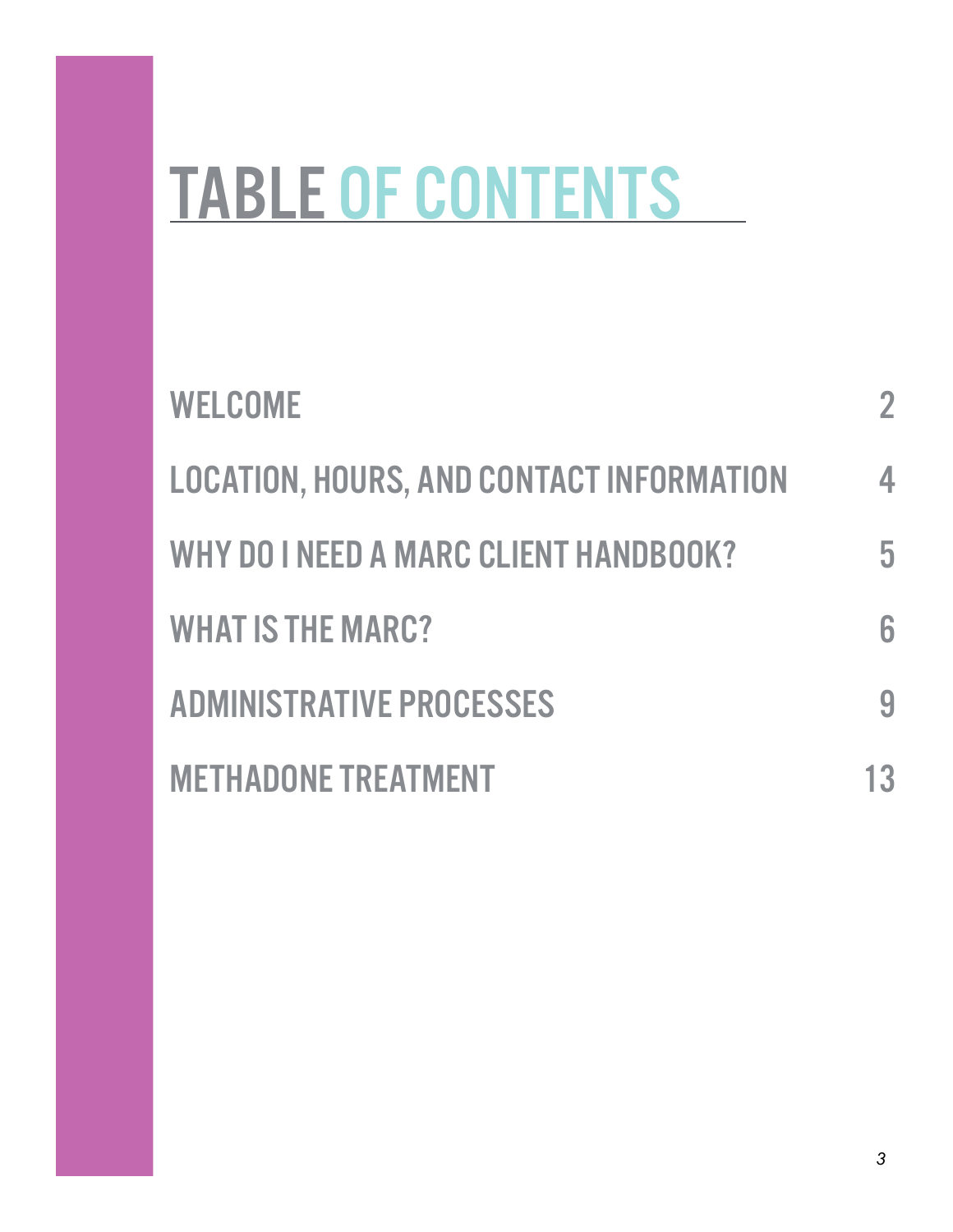# TABLE OF CONTENTS

| | |
|---|---|
| WELCOME | 2 |
| LOCATION, HOURS, AND CONTACT INFORMATION | 4 |
| WHY DO I NEED A MARC CLIENT HANDBOOK? | 5 |
| WHAT IS THE MARC? | 6 |
| ADMINISTRATIVE PROCESSES | 9 |
| METHADONE TREATMENT | 13 |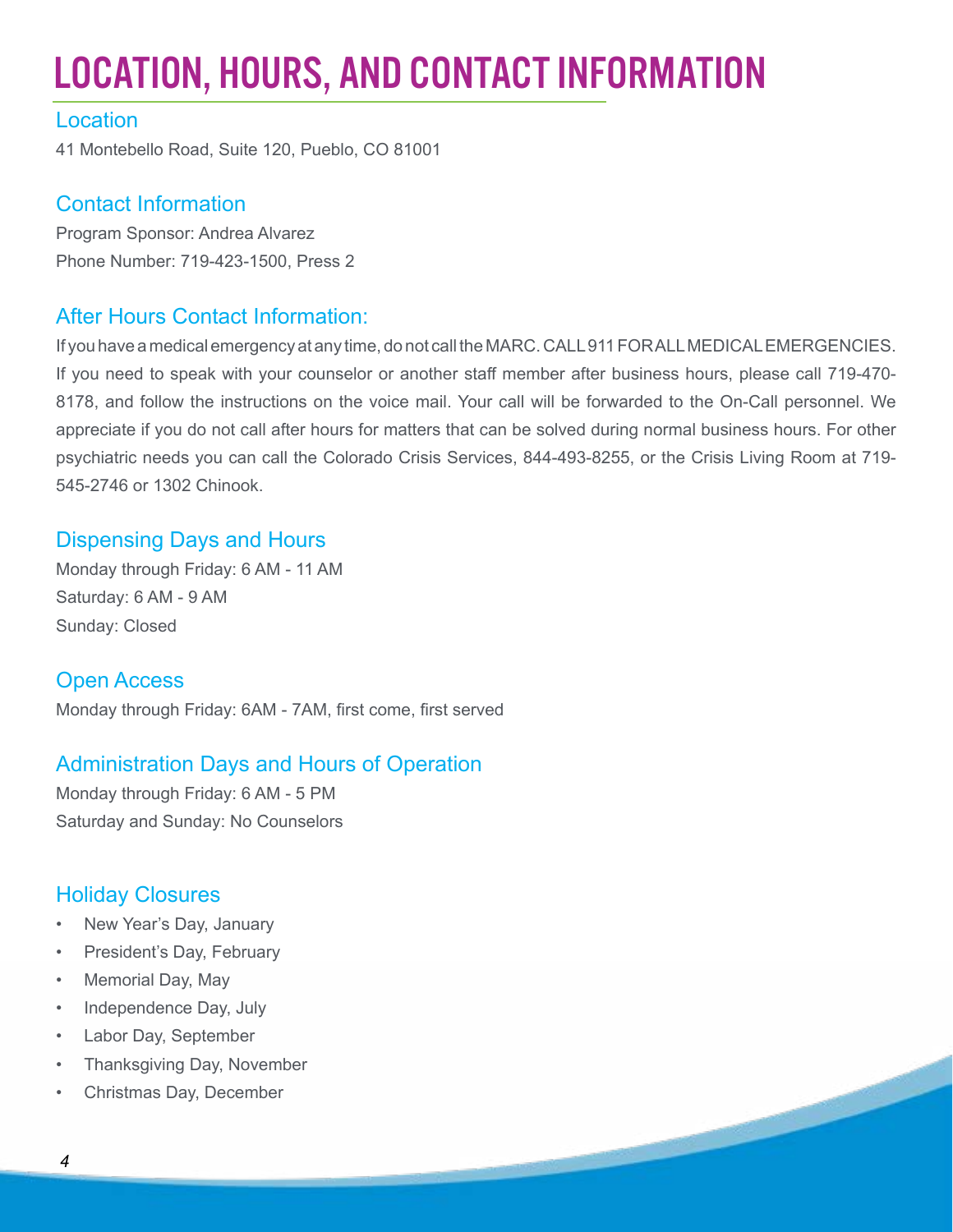# LOCATION, HOURS, AND CONTACT INFORMATION

## Location

41 Montebello Road, Suite 120, Pueblo, CO 81001

## Contact Information

Program Sponsor: Andrea Alvarez

Phone Number: 719-423-1500, Press 2

## After Hours Contact Information:

If you have a medical emergency at any time, do not call the MARC. CALL 911 FOR ALL MEDICAL EMERGENCIES. If you need to speak with your counselor or another staff member after business hours, please call 719-470-8178, and follow the instructions on the voice mail. Your call will be forwarded to the On-Call personnel. We appreciate if you do not call after hours for matters that can be solved during normal business hours. For other psychiatric needs you can call the Colorado Crisis Services, 844-493-8255, or the Crisis Living Room at 719-545-2746 or 1302 Chinook.

## Dispensing Days and Hours

Monday through Friday: 6 AM - 11 AM

Saturday: 6 AM - 9 AM

Sunday: Closed

## Open Access

Monday through Friday: 6AM - 7AM, first come, first served

## Administration Days and Hours of Operation

Monday through Friday: 6 AM - 5 PM

Saturday and Sunday: No Counselors

## Holiday Closures

- New Year's Day, January
- President's Day, February
- Memorial Day, May
- Independence Day, July
- Labor Day, September
- Thanksgiving Day, November
- Christmas Day, December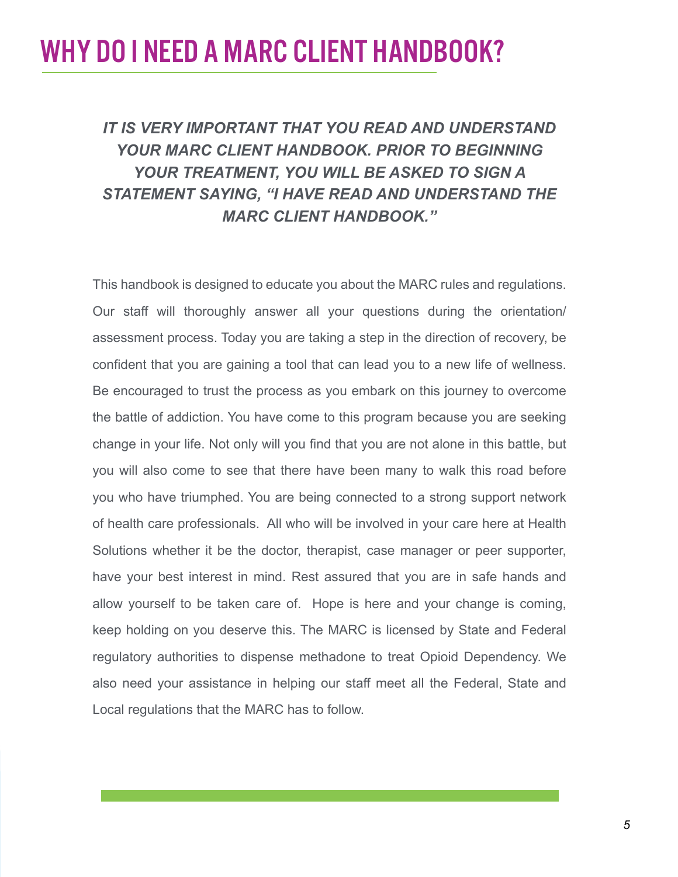# WHY DO I NEED A MARC CLIENT HANDBOOK?

***IT IS VERY IMPORTANT THAT YOU READ AND UNDERSTAND YOUR MARC CLIENT HANDBOOK. PRIOR TO BEGINNING YOUR TREATMENT, YOU WILL BE ASKED TO SIGN A STATEMENT SAYING, "I HAVE READ AND UNDERSTAND THE MARC CLIENT HANDBOOK."***

This handbook is designed to educate you about the MARC rules and regulations. Our staff will thoroughly answer all your questions during the orientation/ assessment process. Today you are taking a step in the direction of recovery, be confident that you are gaining a tool that can lead you to a new life of wellness. Be encouraged to trust the process as you embark on this journey to overcome the battle of addiction. You have come to this program because you are seeking change in your life. Not only will you find that you are not alone in this battle, but you will also come to see that there have been many to walk this road before you who have triumphed. You are being connected to a strong support network of health care professionals. All who will be involved in your care here at Health Solutions whether it be the doctor, therapist, case manager or peer supporter, have your best interest in mind. Rest assured that you are in safe hands and allow yourself to be taken care of. Hope is here and your change is coming, keep holding on you deserve this. The MARC is licensed by State and Federal regulatory authorities to dispense methadone to treat Opioid Dependency. We also need your assistance in helping our staff meet all the Federal, State and Local regulations that the MARC has to follow.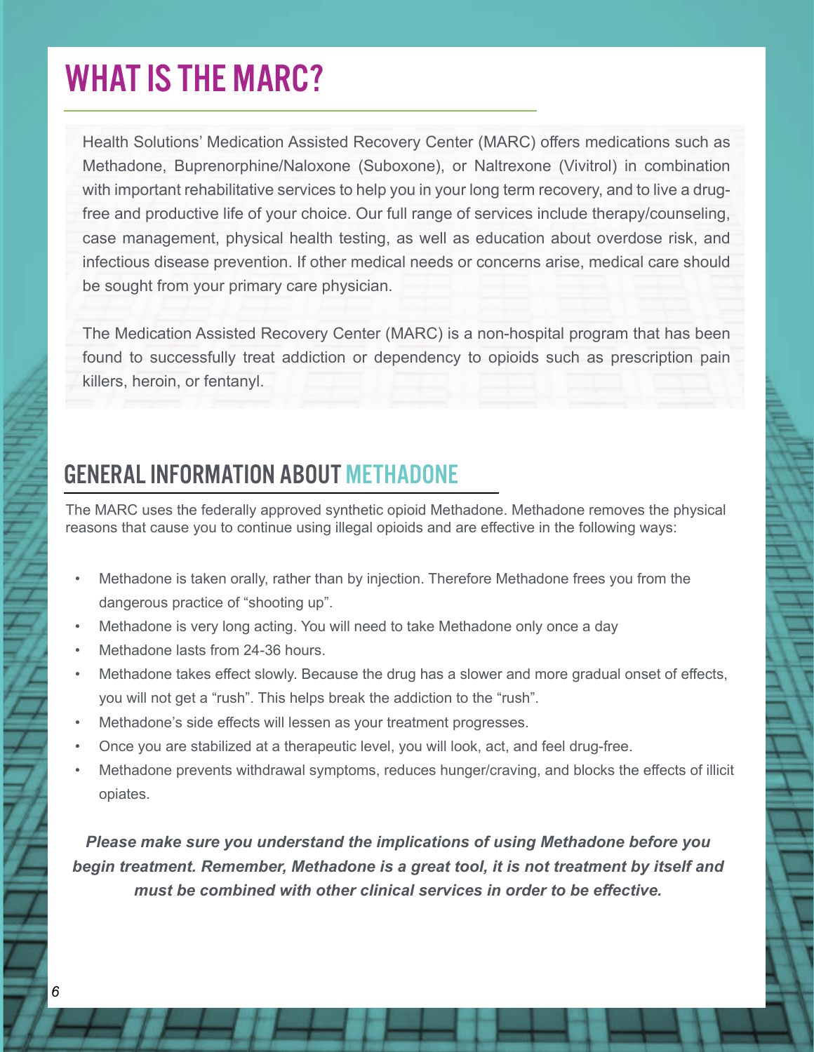# WHAT IS THE MARC?

Health Solutions' Medication Assisted Recovery Center (MARC) offers medications such as Methadone, Buprenorphine/Naloxone (Suboxone), or Naltrexone (Vivitrol) in combination with important rehabilitative services to help you in your long term recovery, and to live a drug-free and productive life of your choice. Our full range of services include therapy/counseling, case management, physical health testing, as well as education about overdose risk, and infectious disease prevention. If other medical needs or concerns arise, medical care should be sought from your primary care physician.

The Medication Assisted Recovery Center (MARC) is a non-hospital program that has been found to successfully treat addiction or dependency to opioids such as prescription pain killers, heroin, or fentanyl.

## GENERAL INFORMATION ABOUT METHADONE

The MARC uses the federally approved synthetic opioid Methadone. Methadone removes the physical reasons that cause you to continue using illegal opioids and are effective in the following ways:

- Methadone is taken orally, rather than by injection. Therefore Methadone frees you from the dangerous practice of "shooting up".
- Methadone is very long acting. You will need to take Methadone only once a day
- Methadone lasts from 24-36 hours.
- Methadone takes effect slowly. Because the drug has a slower and more gradual onset of effects, you will not get a "rush". This helps break the addiction to the "rush".
- Methadone's side effects will lessen as your treatment progresses.
- Once you are stabilized at a therapeutic level, you will look, act, and feel drug-free.
- Methadone prevents withdrawal symptoms, reduces hunger/craving, and blocks the effects of illicit opiates.

***Please make sure you understand the implications of using Methadone before you begin treatment. Remember, Methadone is a great tool, it is not treatment by itself and must be combined with other clinical services in order to be effective.***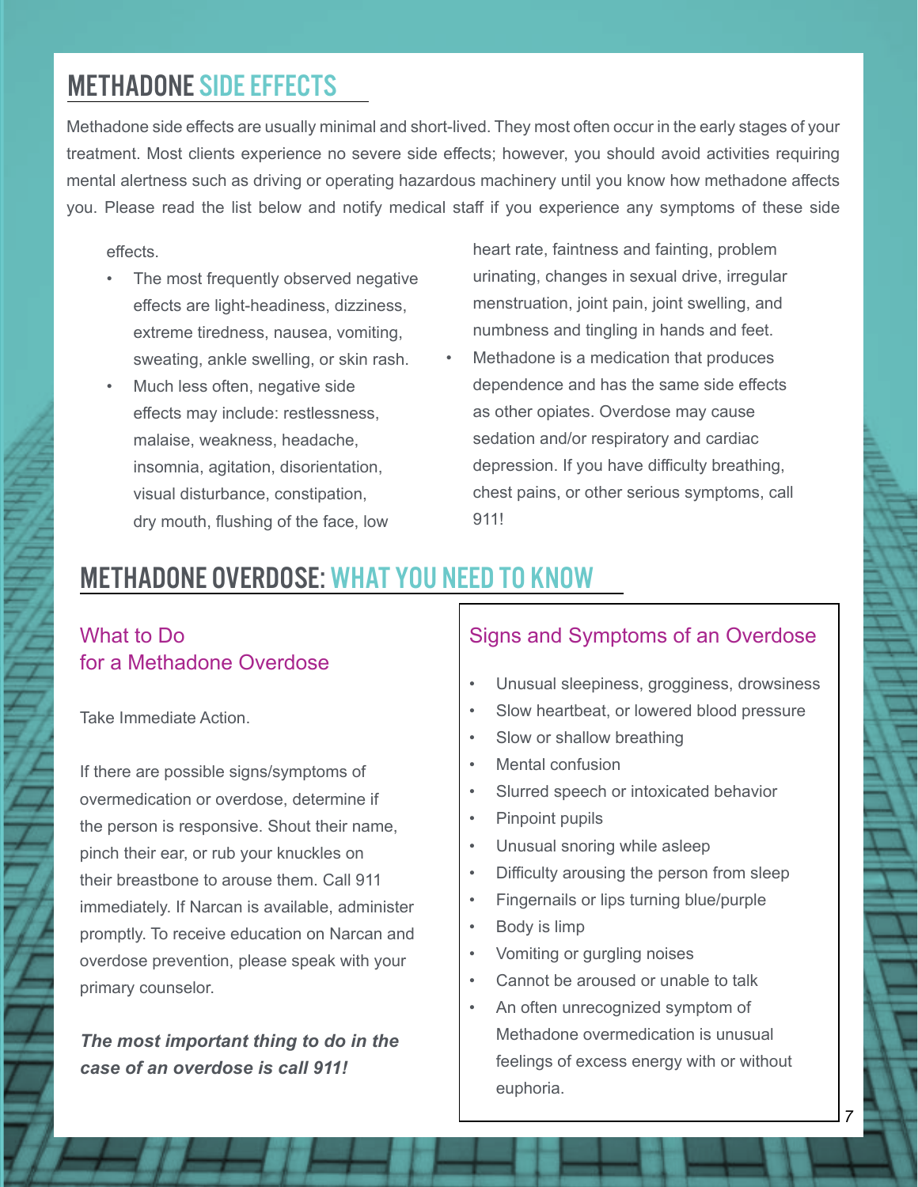## METHADONE SIDE EFFECTS

Methadone side effects are usually minimal and short-lived. They most often occur in the early stages of your treatment. Most clients experience no severe side effects; however, you should avoid activities requiring mental alertness such as driving or operating hazardous machinery until you know how methadone affects you. Please read the list below and notify medical staff if you experience any symptoms of these side effects.

- The most frequently observed negative effects are light-headiness, dizziness, extreme tiredness, nausea, vomiting, sweating, ankle swelling, or skin rash.
- Much less often, negative side effects may include: restlessness, malaise, weakness, headache, insomnia, agitation, disorientation, visual disturbance, constipation, dry mouth, flushing of the face, low heart rate, faintness and fainting, problem urinating, changes in sexual drive, irregular menstruation, joint pain, joint swelling, and numbness and tingling in hands and feet.
- Methadone is a medication that produces dependence and has the same side effects as other opiates. Overdose may cause sedation and/or respiratory and cardiac depression. If you have difficulty breathing, chest pains, or other serious symptoms, call 911!

## METHADONE OVERDOSE: WHAT YOU NEED TO KNOW

### What to Do for a Methadone Overdose

Take Immediate Action.

If there are possible signs/symptoms of overmedication or overdose, determine if the person is responsive. Shout their name, pinch their ear, or rub your knuckles on their breastbone to arouse them. Call 911 immediately. If Narcan is available, administer promptly. To receive education on Narcan and overdose prevention, please speak with your primary counselor.

***The most important thing to do in the case of an overdose is call 911!***

### Signs and Symptoms of an Overdose

- Unusual sleepiness, grogginess, drowsiness
- Slow heartbeat, or lowered blood pressure
- Slow or shallow breathing
- Mental confusion
- Slurred speech or intoxicated behavior
- Pinpoint pupils
- Unusual snoring while asleep
- Difficulty arousing the person from sleep
- Fingernails or lips turning blue/purple
- Body is limp
- Vomiting or gurgling noises
- Cannot be aroused or unable to talk
- An often unrecognized symptom of Methadone overmedication is unusual feelings of excess energy with or without euphoria.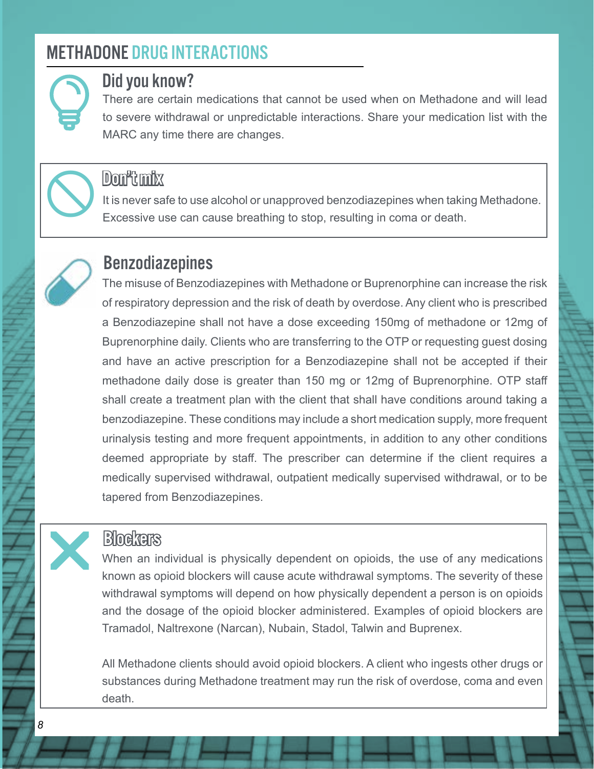# METHADONE DRUG INTERACTIONS

## Did you know?

There are certain medications that cannot be used when on Methadone and will lead to severe withdrawal or unpredictable interactions. Share your medication list with the MARC any time there are changes.

## Don't mix

It is never safe to use alcohol or unapproved benzodiazepines when taking Methadone. Excessive use can cause breathing to stop, resulting in coma or death.

## Benzodiazepines

The misuse of Benzodiazepines with Methadone or Buprenorphine can increase the risk of respiratory depression and the risk of death by overdose. Any client who is prescribed a Benzodiazepine shall not have a dose exceeding 150mg of methadone or 12mg of Buprenorphine daily. Clients who are transferring to the OTP or requesting guest dosing and have an active prescription for a Benzodiazepine shall not be accepted if their methadone daily dose is greater than 150 mg or 12mg of Buprenorphine. OTP staff shall create a treatment plan with the client that shall have conditions around taking a benzodiazepine. These conditions may include a short medication supply, more frequent urinalysis testing and more frequent appointments, in addition to any other conditions deemed appropriate by staff. The prescriber can determine if the client requires a medically supervised withdrawal, outpatient medically supervised withdrawal, or to be tapered from Benzodiazepines.

## Blockers

When an individual is physically dependent on opioids, the use of any medications known as opioid blockers will cause acute withdrawal symptoms. The severity of these withdrawal symptoms will depend on how physically dependent a person is on opioids and the dosage of the opioid blocker administered. Examples of opioid blockers are Tramadol, Naltrexone (Narcan), Nubain, Stadol, Talwin and Buprenex.

All Methadone clients should avoid opioid blockers. A client who ingests other drugs or substances during Methadone treatment may run the risk of overdose, coma and even death.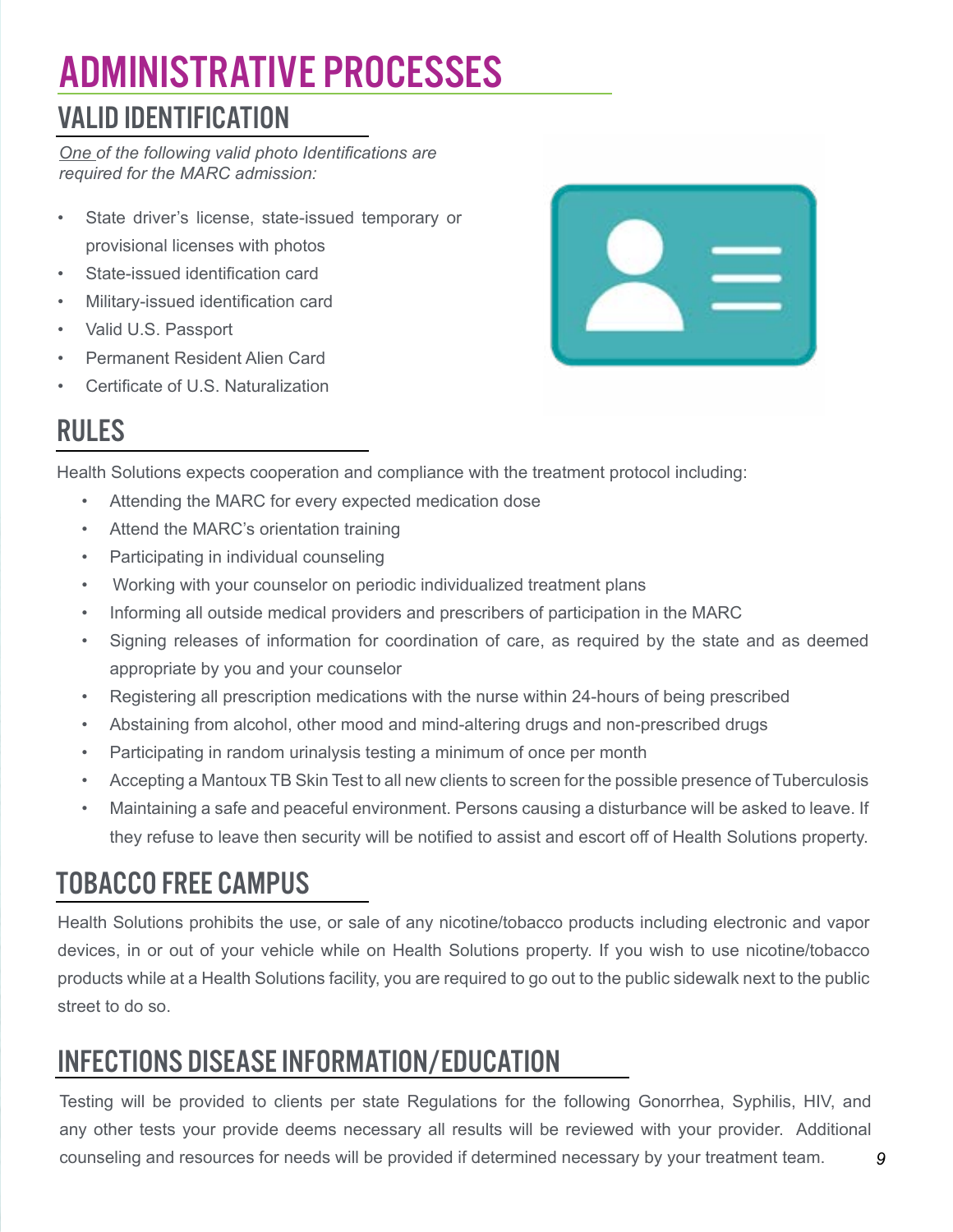# ADMINISTRATIVE PROCESSES

## VALID IDENTIFICATION

*One of the following valid photo Identifications are required for the MARC admission:*

- State driver's license, state-issued temporary or provisional licenses with photos
- State-issued identification card
- Military-issued identification card
- Valid U.S. Passport
- Permanent Resident Alien Card
- Certificate of U.S. Naturalization

## RULES

Health Solutions expects cooperation and compliance with the treatment protocol including:

- Attending the MARC for every expected medication dose
- Attend the MARC's orientation training
- Participating in individual counseling
- Working with your counselor on periodic individualized treatment plans
- Informing all outside medical providers and prescribers of participation in the MARC
- Signing releases of information for coordination of care, as required by the state and as deemed appropriate by you and your counselor
- Registering all prescription medications with the nurse within 24-hours of being prescribed
- Abstaining from alcohol, other mood and mind-altering drugs and non-prescribed drugs
- Participating in random urinalysis testing a minimum of once per month
- Accepting a Mantoux TB Skin Test to all new clients to screen for the possible presence of Tuberculosis
- Maintaining a safe and peaceful environment. Persons causing a disturbance will be asked to leave. If they refuse to leave then security will be notified to assist and escort off of Health Solutions property.

## TOBACCO FREE CAMPUS

Health Solutions prohibits the use, or sale of any nicotine/tobacco products including electronic and vapor devices, in or out of your vehicle while on Health Solutions property. If you wish to use nicotine/tobacco products while at a Health Solutions facility, you are required to go out to the public sidewalk next to the public street to do so.

## INFECTIONS DISEASE INFORMATION/EDUCATION

Testing will be provided to clients per state Regulations for the following Gonorrhea, Syphilis, HIV, and any other tests your provide deems necessary all results will be reviewed with your provider. Additional counseling and resources for needs will be provided if determined necessary by your treatment team.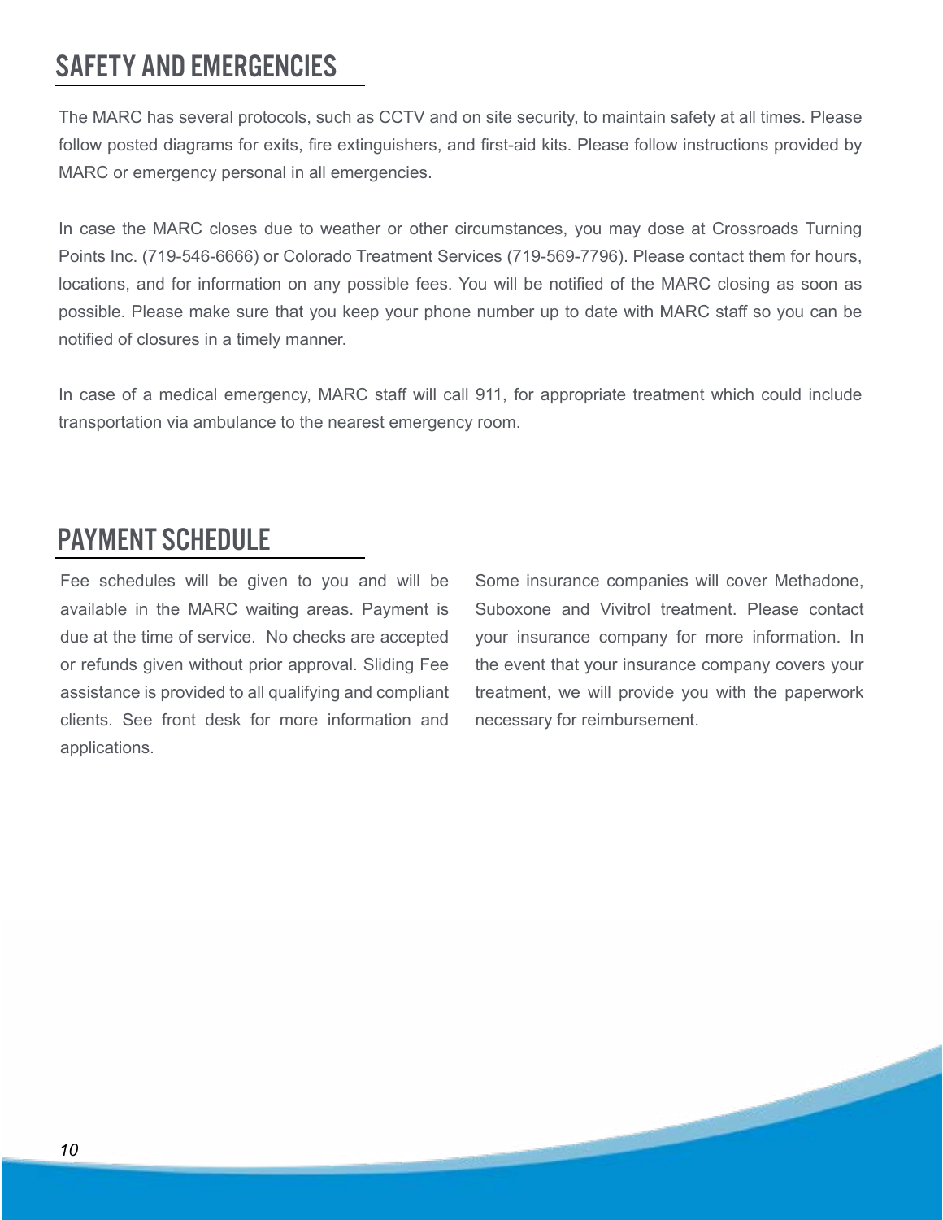## SAFETY AND EMERGENCIES

The MARC has several protocols, such as CCTV and on site security, to maintain safety at all times. Please follow posted diagrams for exits, fire extinguishers, and first-aid kits. Please follow instructions provided by MARC or emergency personal in all emergencies.

In case the MARC closes due to weather or other circumstances, you may dose at Crossroads Turning Points Inc. (719-546-6666) or Colorado Treatment Services (719-569-7796). Please contact them for hours, locations, and for information on any possible fees. You will be notified of the MARC closing as soon as possible. Please make sure that you keep your phone number up to date with MARC staff so you can be notified of closures in a timely manner.

In case of a medical emergency, MARC staff will call 911, for appropriate treatment which could include transportation via ambulance to the nearest emergency room.

## PAYMENT SCHEDULE

Fee schedules will be given to you and will be available in the MARC waiting areas. Payment is due at the time of service. No checks are accepted or refunds given without prior approval. Sliding Fee assistance is provided to all qualifying and compliant clients. See front desk for more information and applications.

Some insurance companies will cover Methadone, Suboxone and Vivitrol treatment. Please contact your insurance company for more information. In the event that your insurance company covers your treatment, we will provide you with the paperwork necessary for reimbursement.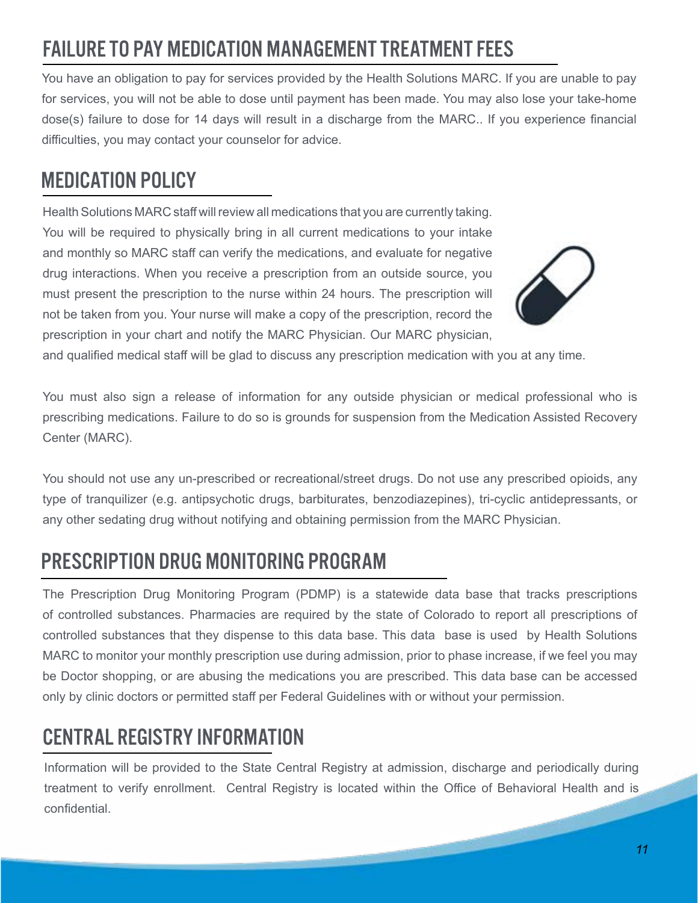## FAILURE TO PAY MEDICATION MANAGEMENT TREATMENT FEES

You have an obligation to pay for services provided by the Health Solutions MARC. If you are unable to pay for services, you will not be able to dose until payment has been made. You may also lose your take-home dose(s) failure to dose for 14 days will result in a discharge from the MARC.. If you experience financial difficulties, you may contact your counselor for advice.

## MEDICATION POLICY

Health Solutions MARC staff will review all medications that you are currently taking. You will be required to physically bring in all current medications to your intake and monthly so MARC staff can verify the medications, and evaluate for negative drug interactions. When you receive a prescription from an outside source, you must present the prescription to the nurse within 24 hours. The prescription will not be taken from you. Your nurse will make a copy of the prescription, record the prescription in your chart and notify the MARC Physician. Our MARC physician, and qualified medical staff will be glad to discuss any prescription medication with you at any time.

You must also sign a release of information for any outside physician or medical professional who is prescribing medications. Failure to do so is grounds for suspension from the Medication Assisted Recovery Center (MARC).

You should not use any un-prescribed or recreational/street drugs. Do not use any prescribed opioids, any type of tranquilizer (e.g. antipsychotic drugs, barbiturates, benzodiazepines), tri-cyclic antidepressants, or any other sedating drug without notifying and obtaining permission from the MARC Physician.

## PRESCRIPTION DRUG MONITORING PROGRAM

The Prescription Drug Monitoring Program (PDMP) is a statewide data base that tracks prescriptions of controlled substances. Pharmacies are required by the state of Colorado to report all prescriptions of controlled substances that they dispense to this data base. This data base is used by Health Solutions MARC to monitor your monthly prescription use during admission, prior to phase increase, if we feel you may be Doctor shopping, or are abusing the medications you are prescribed. This data base can be accessed only by clinic doctors or permitted staff per Federal Guidelines with or without your permission.

## CENTRAL REGISTRY INFORMATION

Information will be provided to the State Central Registry at admission, discharge and periodically during treatment to verify enrollment. Central Registry is located within the Office of Behavioral Health and is confidential.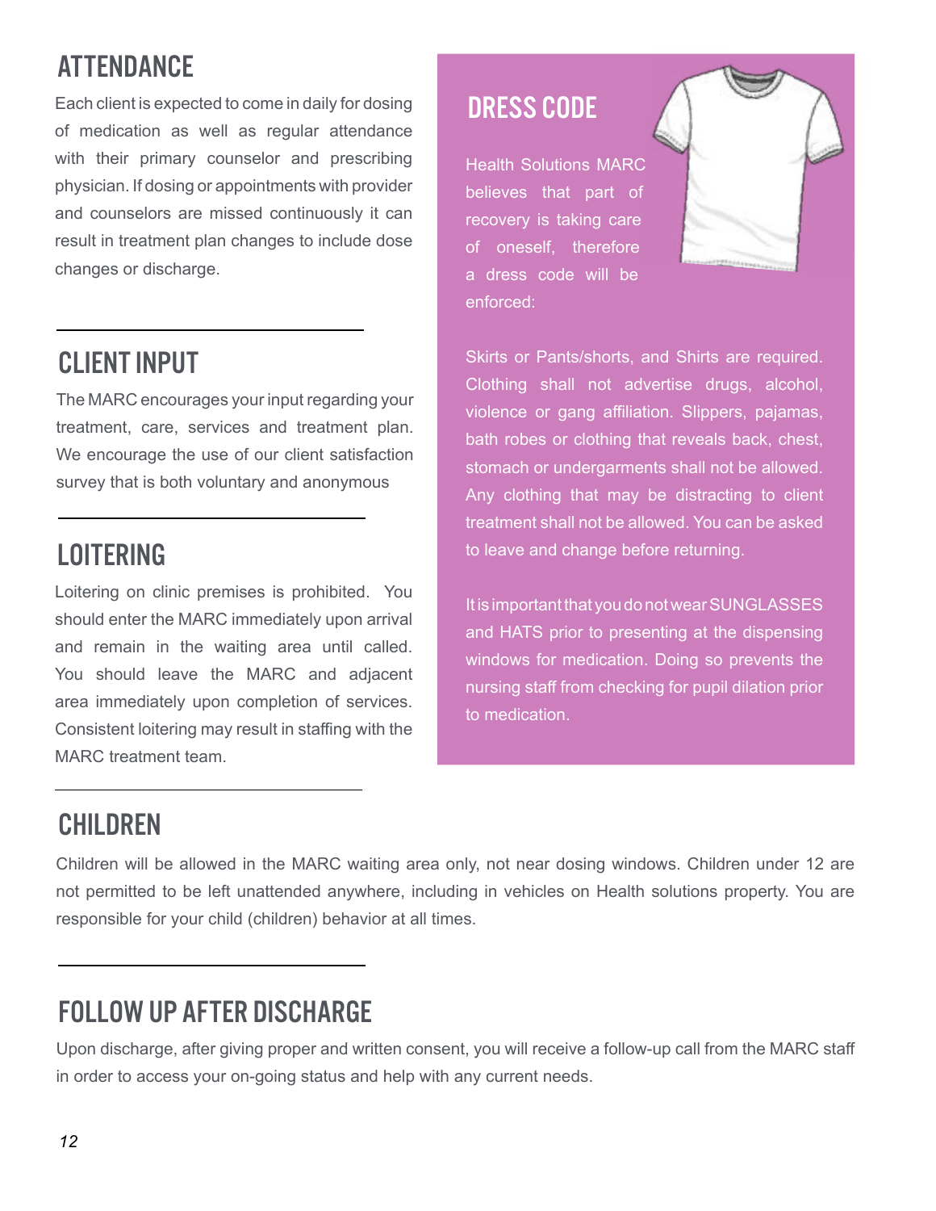## ATTENDANCE

Each client is expected to come in daily for dosing of medication as well as regular attendance with their primary counselor and prescribing physician. If dosing or appointments with provider and counselors are missed continuously it can result in treatment plan changes to include dose changes or discharge.

## CLIENT INPUT

The MARC encourages your input regarding your treatment, care, services and treatment plan. We encourage the use of our client satisfaction survey that is both voluntary and anonymous

## LOITERING

Loitering on clinic premises is prohibited. You should enter the MARC immediately upon arrival and remain in the waiting area until called. You should leave the MARC and adjacent area immediately upon completion of services. Consistent loitering may result in staffing with the MARC treatment team.

## DRESS CODE

Health Solutions MARC believes that part of recovery is taking care of oneself, therefore a dress code will be enforced:

Skirts or Pants/shorts, and Shirts are required. Clothing shall not advertise drugs, alcohol, violence or gang affiliation. Slippers, pajamas, bath robes or clothing that reveals back, chest, stomach or undergarments shall not be allowed. Any clothing that may be distracting to client treatment shall not be allowed. You can be asked to leave and change before returning.

It is important that you do not wear SUNGLASSES and HATS prior to presenting at the dispensing windows for medication. Doing so prevents the nursing staff from checking for pupil dilation prior to medication.

## CHILDREN

Children will be allowed in the MARC waiting area only, not near dosing windows. Children under 12 are not permitted to be left unattended anywhere, including in vehicles on Health solutions property. You are responsible for your child (children) behavior at all times.

## FOLLOW UP AFTER DISCHARGE

Upon discharge, after giving proper and written consent, you will receive a follow-up call from the MARC staff in order to access your on-going status and help with any current needs.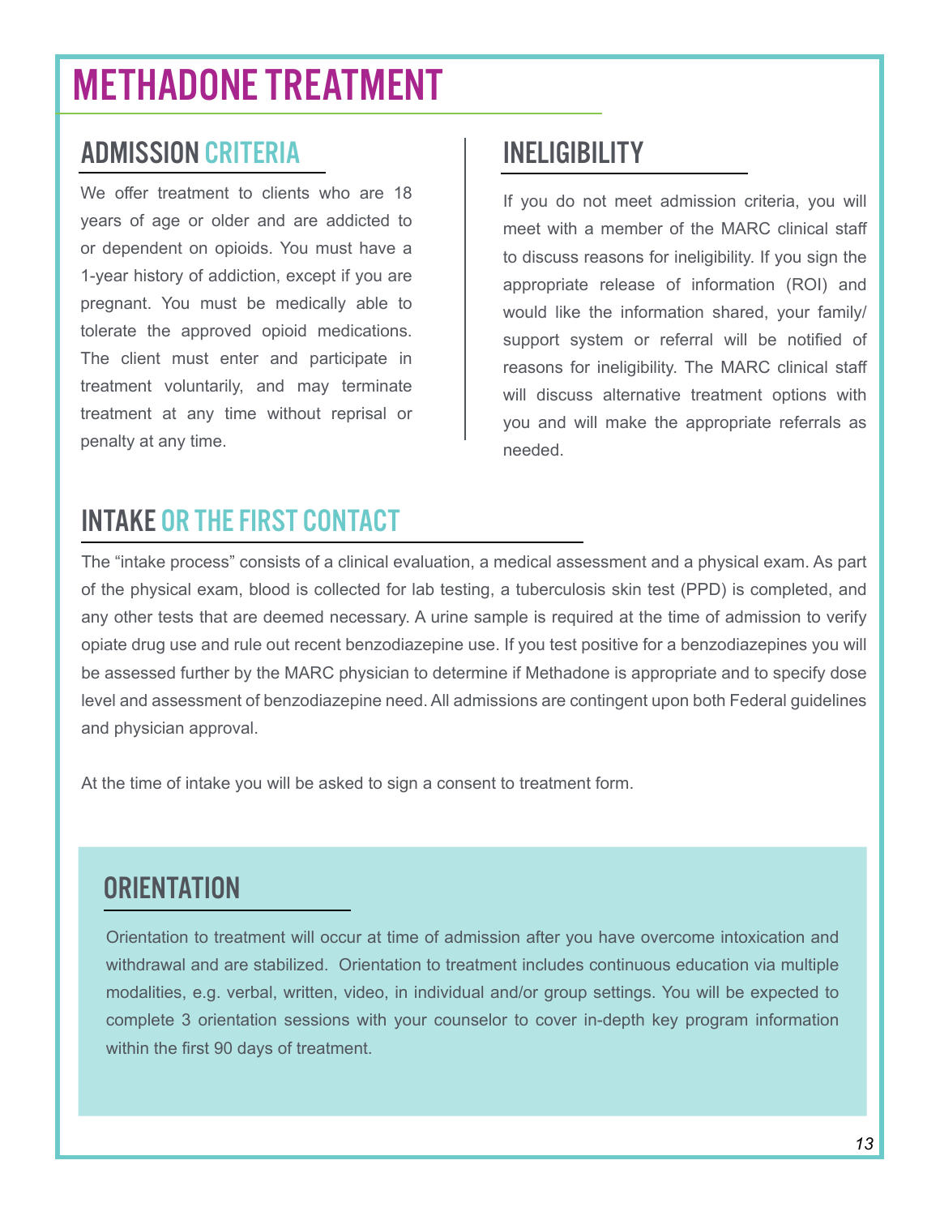# METHADONE TREATMENT

## ADMISSION CRITERIA

We offer treatment to clients who are 18 years of age or older and are addicted to or dependent on opioids. You must have a 1-year history of addiction, except if you are pregnant. You must be medically able to tolerate the approved opioid medications. The client must enter and participate in treatment voluntarily, and may terminate treatment at any time without reprisal or penalty at any time.

## INELIGIBILITY

If you do not meet admission criteria, you will meet with a member of the MARC clinical staff to discuss reasons for ineligibility. If you sign the appropriate release of information (ROI) and would like the information shared, your family/ support system or referral will be notified of reasons for ineligibility. The MARC clinical staff will discuss alternative treatment options with you and will make the appropriate referrals as needed.

## INTAKE OR THE FIRST CONTACT

The "intake process" consists of a clinical evaluation, a medical assessment and a physical exam. As part of the physical exam, blood is collected for lab testing, a tuberculosis skin test (PPD) is completed, and any other tests that are deemed necessary. A urine sample is required at the time of admission to verify opiate drug use and rule out recent benzodiazepine use. If you test positive for a benzodiazepines you will be assessed further by the MARC physician to determine if Methadone is appropriate and to specify dose level and assessment of benzodiazepine need. All admissions are contingent upon both Federal guidelines and physician approval.

At the time of intake you will be asked to sign a consent to treatment form.

## ORIENTATION

Orientation to treatment will occur at time of admission after you have overcome intoxication and withdrawal and are stabilized. Orientation to treatment includes continuous education via multiple modalities, e.g. verbal, written, video, in individual and/or group settings. You will be expected to complete 3 orientation sessions with your counselor to cover in-depth key program information within the first 90 days of treatment.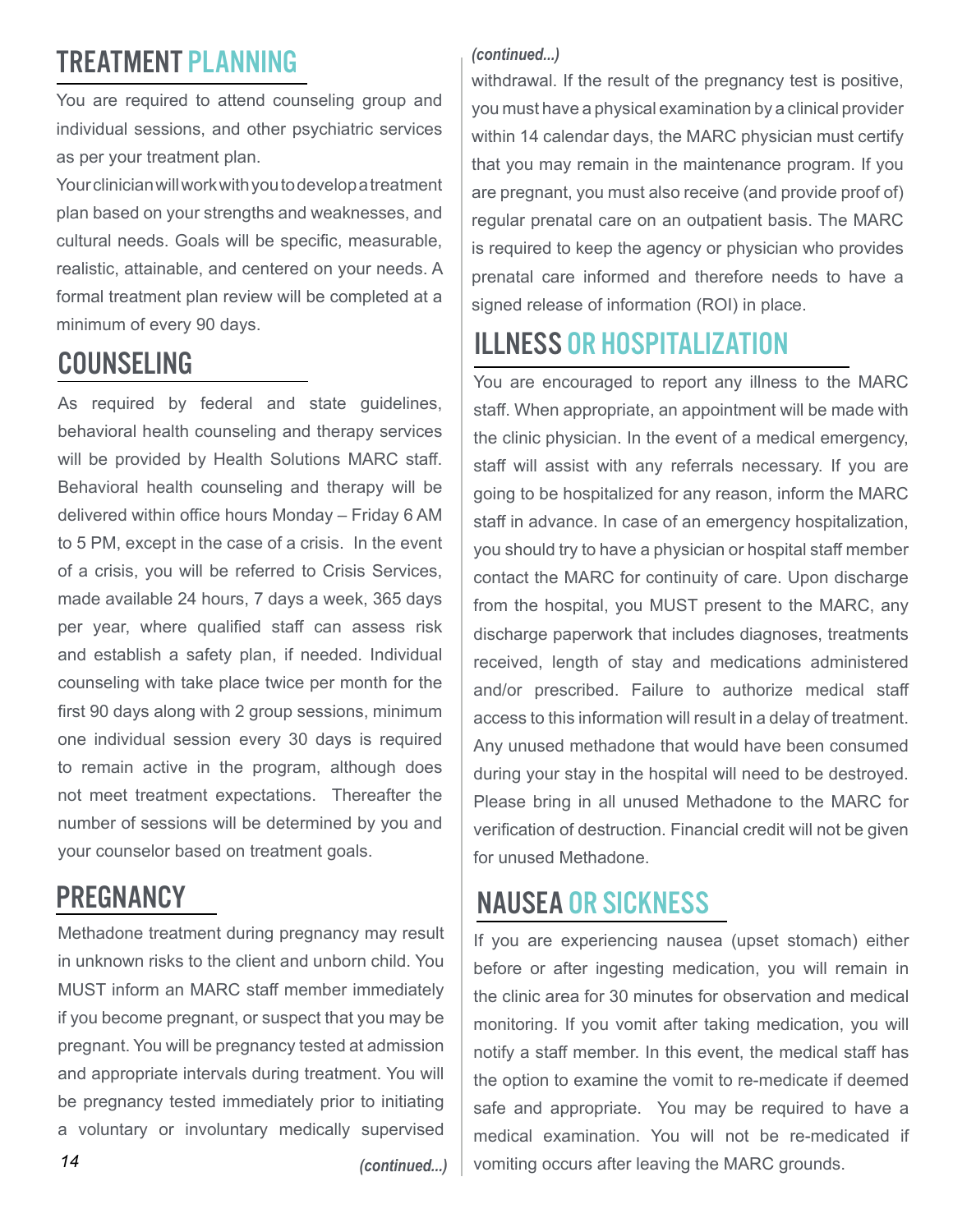## TREATMENT PLANNING

You are required to attend counseling group and individual sessions, and other psychiatric services as per your treatment plan.

Your clinician will work with you to develop a treatment plan based on your strengths and weaknesses, and cultural needs. Goals will be specific, measurable, realistic, attainable, and centered on your needs. A formal treatment plan review will be completed at a minimum of every 90 days.

## COUNSELING

As required by federal and state guidelines, behavioral health counseling and therapy services will be provided by Health Solutions MARC staff. Behavioral health counseling and therapy will be delivered within office hours Monday – Friday 6 AM to 5 PM, except in the case of a crisis. In the event of a crisis, you will be referred to Crisis Services, made available 24 hours, 7 days a week, 365 days per year, where qualified staff can assess risk and establish a safety plan, if needed. Individual counseling with take place twice per month for the first 90 days along with 2 group sessions, minimum one individual session every 30 days is required to remain active in the program, although does not meet treatment expectations. Thereafter the number of sessions will be determined by you and your counselor based on treatment goals.

## PREGNANCY

Methadone treatment during pregnancy may result in unknown risks to the client and unborn child. You MUST inform an MARC staff member immediately if you become pregnant, or suspect that you may be pregnant. You will be pregnancy tested at admission and appropriate intervals during treatment. You will be pregnancy tested immediately prior to initiating a voluntary or involuntary medically supervised withdrawal. If the result of the pregnancy test is positive, you must have a physical examination by a clinical provider within 14 calendar days, the MARC physician must certify that you may remain in the maintenance program. If you are pregnant, you must also receive (and provide proof of) regular prenatal care on an outpatient basis. The MARC is required to keep the agency or physician who provides prenatal care informed and therefore needs to have a signed release of information (ROI) in place.

## ILLNESS OR HOSPITALIZATION

You are encouraged to report any illness to the MARC staff. When appropriate, an appointment will be made with the clinic physician. In the event of a medical emergency, staff will assist with any referrals necessary. If you are going to be hospitalized for any reason, inform the MARC staff in advance. In case of an emergency hospitalization, you should try to have a physician or hospital staff member contact the MARC for continuity of care. Upon discharge from the hospital, you MUST present to the MARC, any discharge paperwork that includes diagnoses, treatments received, length of stay and medications administered and/or prescribed. Failure to authorize medical staff access to this information will result in a delay of treatment. Any unused methadone that would have been consumed during your stay in the hospital will need to be destroyed. Please bring in all unused Methadone to the MARC for verification of destruction. Financial credit will not be given for unused Methadone.

## NAUSEA OR SICKNESS

If you are experiencing nausea (upset stomach) either before or after ingesting medication, you will remain in the clinic area for 30 minutes for observation and medical monitoring. If you vomit after taking medication, you will notify a staff member. In this event, the medical staff has the option to examine the vomit to re-medicate if deemed safe and appropriate. You may be required to have a medical examination. You will not be re-medicated if vomiting occurs after leaving the MARC grounds.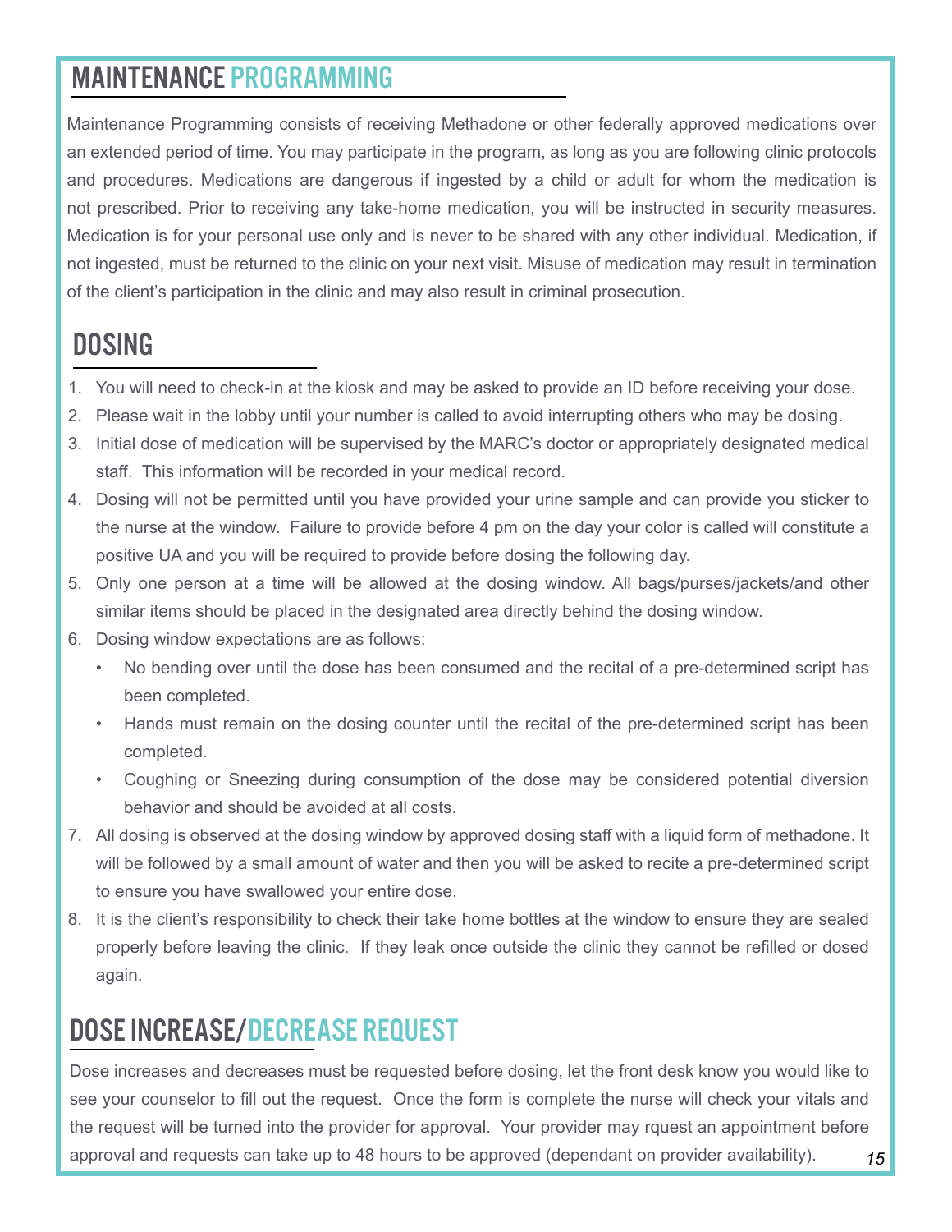## MAINTENANCE PROGRAMMING

Maintenance Programming consists of receiving Methadone or other federally approved medications over an extended period of time. You may participate in the program, as long as you are following clinic protocols and procedures. Medications are dangerous if ingested by a child or adult for whom the medication is not prescribed. Prior to receiving any take-home medication, you will be instructed in security measures. Medication is for your personal use only and is never to be shared with any other individual. Medication, if not ingested, must be returned to the clinic on your next visit. Misuse of medication may result in termination of the client's participation in the clinic and may also result in criminal prosecution.

## DOSING

1. You will need to check-in at the kiosk and may be asked to provide an ID before receiving your dose.
2. Please wait in the lobby until your number is called to avoid interrupting others who may be dosing.
3. Initial dose of medication will be supervised by the MARC's doctor or appropriately designated medical staff. This information will be recorded in your medical record.
4. Dosing will not be permitted until you have provided your urine sample and can provide you sticker to the nurse at the window. Failure to provide before 4 pm on the day your color is called will constitute a positive UA and you will be required to provide before dosing the following day.
5. Only one person at a time will be allowed at the dosing window. All bags/purses/jackets/and other similar items should be placed in the designated area directly behind the dosing window.
6. Dosing window expectations are as follows:
   - No bending over until the dose has been consumed and the recital of a pre-determined script has been completed.
   - Hands must remain on the dosing counter until the recital of the pre-determined script has been completed.
   - Coughing or Sneezing during consumption of the dose may be considered potential diversion behavior and should be avoided at all costs.
7. All dosing is observed at the dosing window by approved dosing staff with a liquid form of methadone. It will be followed by a small amount of water and then you will be asked to recite a pre-determined script to ensure you have swallowed your entire dose.
8. It is the client's responsibility to check their take home bottles at the window to ensure they are sealed properly before leaving the clinic. If they leak once outside the clinic they cannot be refilled or dosed again.

## DOSE INCREASE/DECREASE REQUEST

Dose increases and decreases must be requested before dosing, let the front desk know you would like to see your counselor to fill out the request. Once the form is complete the nurse will check your vitals and the request will be turned into the provider for approval. Your provider may rquest an appointment before approval and requests can take up to 48 hours to be approved (dependant on provider availability).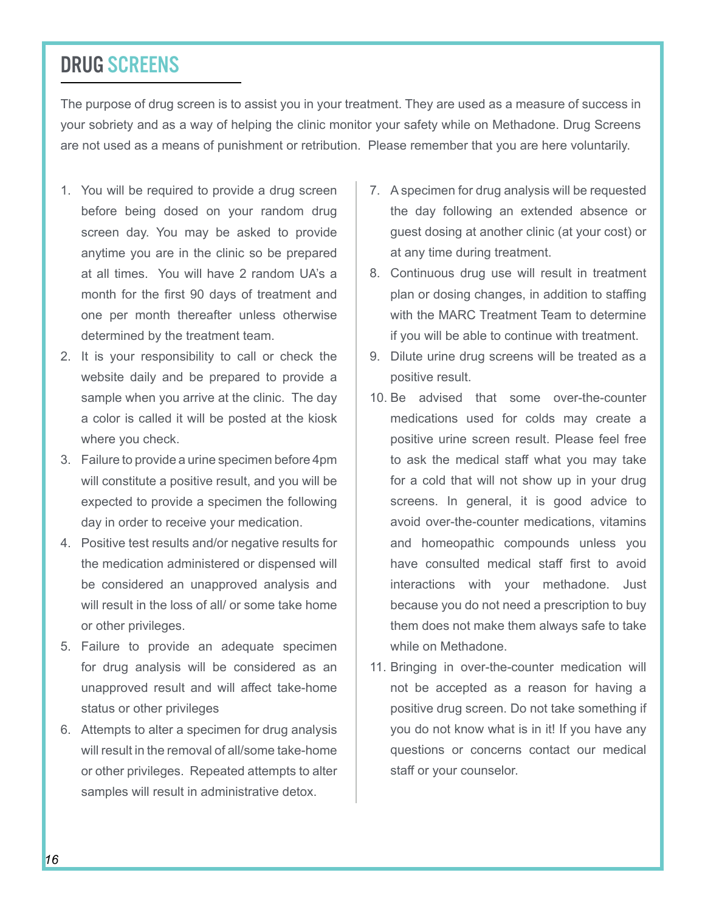# DRUG SCREENS

The purpose of drug screen is to assist you in your treatment. They are used as a measure of success in your sobriety and as a way of helping the clinic monitor your safety while on Methadone. Drug Screens are not used as a means of punishment or retribution. Please remember that you are here voluntarily.

1. You will be required to provide a drug screen before being dosed on your random drug screen day. You may be asked to provide anytime you are in the clinic so be prepared at all times. You will have 2 random UA's a month for the first 90 days of treatment and one per month thereafter unless otherwise determined by the treatment team.
2. It is your responsibility to call or check the website daily and be prepared to provide a sample when you arrive at the clinic. The day a color is called it will be posted at the kiosk where you check.
3. Failure to provide a urine specimen before 4pm will constitute a positive result, and you will be expected to provide a specimen the following day in order to receive your medication.
4. Positive test results and/or negative results for the medication administered or dispensed will be considered an unapproved analysis and will result in the loss of all/ or some take home or other privileges.
5. Failure to provide an adequate specimen for drug analysis will be considered as an unapproved result and will affect take-home status or other privileges
6. Attempts to alter a specimen for drug analysis will result in the removal of all/some take-home or other privileges. Repeated attempts to alter samples will result in administrative detox.
7. A specimen for drug analysis will be requested the day following an extended absence or guest dosing at another clinic (at your cost) or at any time during treatment.
8. Continuous drug use will result in treatment plan or dosing changes, in addition to staffing with the MARC Treatment Team to determine if you will be able to continue with treatment.
9. Dilute urine drug screens will be treated as a positive result.
10. Be advised that some over-the-counter medications used for colds may create a positive urine screen result. Please feel free to ask the medical staff what you may take for a cold that will not show up in your drug screens. In general, it is good advice to avoid over-the-counter medications, vitamins and homeopathic compounds unless you have consulted medical staff first to avoid interactions with your methadone. Just because you do not need a prescription to buy them does not make them always safe to take while on Methadone.
11. Bringing in over-the-counter medication will not be accepted as a reason for having a positive drug screen. Do not take something if you do not know what is in it! If you have any questions or concerns contact our medical staff or your counselor.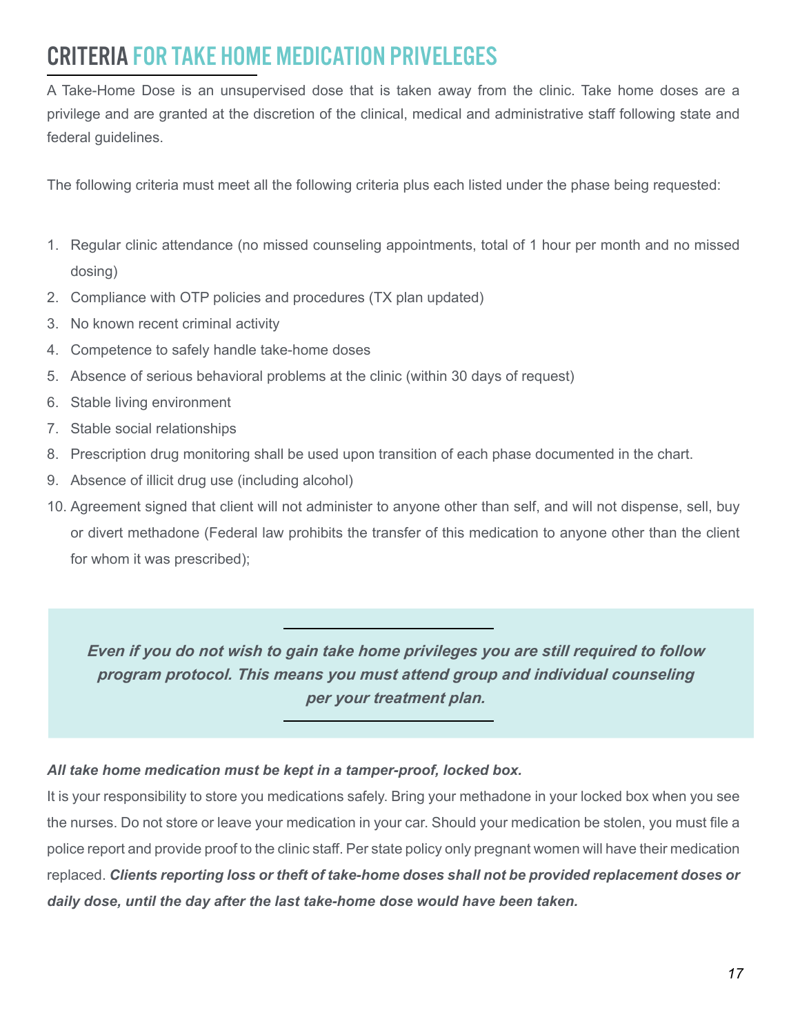# CRITERIA FOR TAKE HOME MEDICATION PRIVELEGES

A Take-Home Dose is an unsupervised dose that is taken away from the clinic. Take home doses are a privilege and are granted at the discretion of the clinical, medical and administrative staff following state and federal guidelines.

The following criteria must meet all the following criteria plus each listed under the phase being requested:

1. Regular clinic attendance (no missed counseling appointments, total of 1 hour per month and no missed dosing)
2. Compliance with OTP policies and procedures (TX plan updated)
3. No known recent criminal activity
4. Competence to safely handle take-home doses
5. Absence of serious behavioral problems at the clinic (within 30 days of request)
6. Stable living environment
7. Stable social relationships
8. Prescription drug monitoring shall be used upon transition of each phase documented in the chart.
9. Absence of illicit drug use (including alcohol)
10. Agreement signed that client will not administer to anyone other than self, and will not dispense, sell, buy or divert methadone (Federal law prohibits the transfer of this medication to anyone other than the client for whom it was prescribed);

***Even if you do not wish to gain take home privileges you are still required to follow program protocol. This means you must attend group and individual counseling per your treatment plan.***

***All take home medication must be kept in a tamper-proof, locked box.***

It is your responsibility to store you medications safely. Bring your methadone in your locked box when you see the nurses. Do not store or leave your medication in your car. Should your medication be stolen, you must file a police report and provide proof to the clinic staff. Per state policy only pregnant women will have their medication replaced. ***Clients reporting loss or theft of take-home doses shall not be provided replacement doses or daily dose, until the day after the last take-home dose would have been taken.***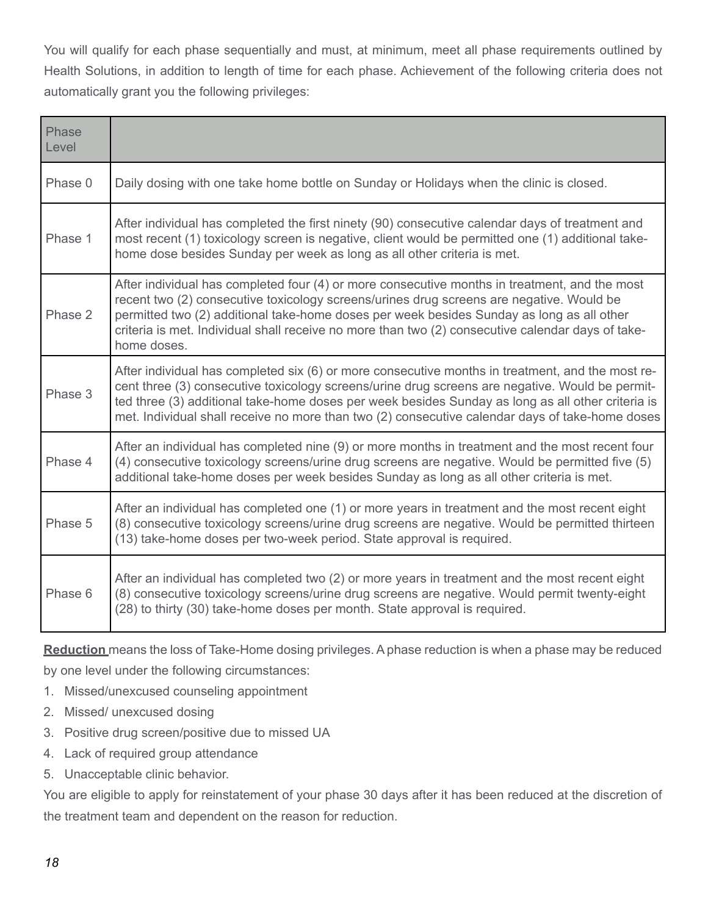You will qualify for each phase sequentially and must, at minimum, meet all phase requirements outlined by Health Solutions, in addition to length of time for each phase. Achievement of the following criteria does not automatically grant you the following privileges:

| Phase Level | |
|---|---|
| Phase 0 | Daily dosing with one take home bottle on Sunday or Holidays when the clinic is closed. |
| Phase 1 | After individual has completed the first ninety (90) consecutive calendar days of treatment and most recent (1) toxicology screen is negative, client would be permitted one (1) additional take-home dose besides Sunday per week as long as all other criteria is met. |
| Phase 2 | After individual has completed four (4) or more consecutive months in treatment, and the most recent two (2) consecutive toxicology screens/urines drug screens are negative. Would be permitted two (2) additional take-home doses per week besides Sunday as long as all other criteria is met. Individual shall receive no more than two (2) consecutive calendar days of take-home doses. |
| Phase 3 | After individual has completed six (6) or more consecutive months in treatment, and the most recent three (3) consecutive toxicology screens/urine drug screens are negative. Would be permitted three (3) additional take-home doses per week besides Sunday as long as all other criteria is met. Individual shall receive no more than two (2) consecutive calendar days of take-home doses |
| Phase 4 | After an individual has completed nine (9) or more months in treatment and the most recent four (4) consecutive toxicology screens/urine drug screens are negative. Would be permitted five (5) additional take-home doses per week besides Sunday as long as all other criteria is met. |
| Phase 5 | After an individual has completed one (1) or more years in treatment and the most recent eight (8) consecutive toxicology screens/urine drug screens are negative. Would be permitted thirteen (13) take-home doses per two-week period. State approval is required. |
| Phase 6 | After an individual has completed two (2) or more years in treatment and the most recent eight (8) consecutive toxicology screens/urine drug screens are negative. Would permit twenty-eight (28) to thirty (30) take-home doses per month. State approval is required. |

**Reduction** means the loss of Take-Home dosing privileges. A phase reduction is when a phase may be reduced by one level under the following circumstances:

1. Missed/unexcused counseling appointment
2. Missed/ unexcused dosing
3. Positive drug screen/positive due to missed UA
4. Lack of required group attendance
5. Unacceptable clinic behavior.

You are eligible to apply for reinstatement of your phase 30 days after it has been reduced at the discretion of the treatment team and dependent on the reason for reduction.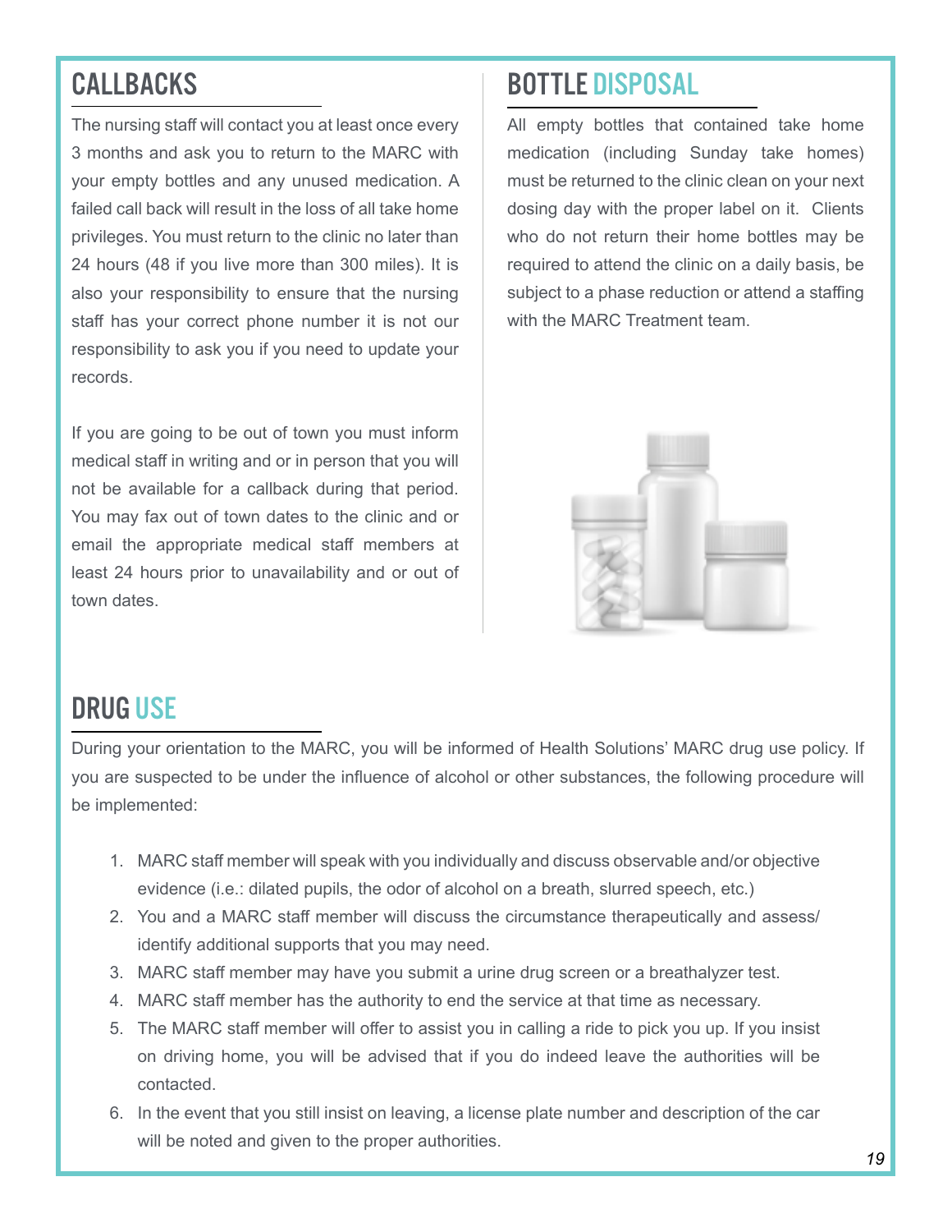## CALLBACKS

The nursing staff will contact you at least once every 3 months and ask you to return to the MARC with your empty bottles and any unused medication. A failed call back will result in the loss of all take home privileges. You must return to the clinic no later than 24 hours (48 if you live more than 300 miles). It is also your responsibility to ensure that the nursing staff has your correct phone number it is not our responsibility to ask you if you need to update your records.

If you are going to be out of town you must inform medical staff in writing and or in person that you will not be available for a callback during that period. You may fax out of town dates to the clinic and or email the appropriate medical staff members at least 24 hours prior to unavailability and or out of town dates.

## BOTTLE DISPOSAL

All empty bottles that contained take home medication (including Sunday take homes) must be returned to the clinic clean on your next dosing day with the proper label on it. Clients who do not return their home bottles may be required to attend the clinic on a daily basis, be subject to a phase reduction or attend a staffing with the MARC Treatment team.

## DRUG USE

During your orientation to the MARC, you will be informed of Health Solutions' MARC drug use policy. If you are suspected to be under the influence of alcohol or other substances, the following procedure will be implemented:

1. MARC staff member will speak with you individually and discuss observable and/or objective evidence (i.e.: dilated pupils, the odor of alcohol on a breath, slurred speech, etc.)
2. You and a MARC staff member will discuss the circumstance therapeutically and assess/ identify additional supports that you may need.
3. MARC staff member may have you submit a urine drug screen or a breathalyzer test.
4. MARC staff member has the authority to end the service at that time as necessary.
5. The MARC staff member will offer to assist you in calling a ride to pick you up. If you insist on driving home, you will be advised that if you do indeed leave the authorities will be contacted.
6. In the event that you still insist on leaving, a license plate number and description of the car will be noted and given to the proper authorities.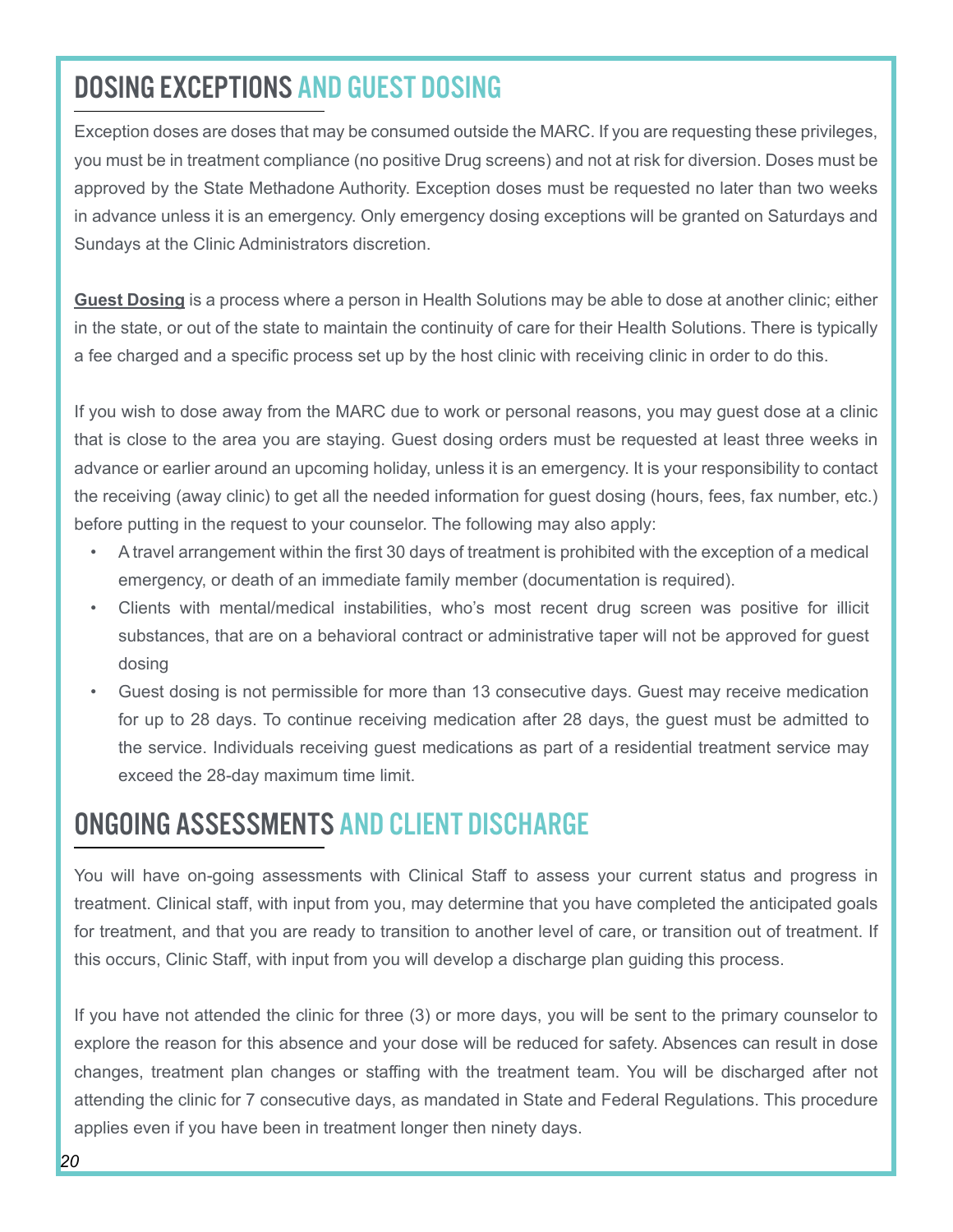## DOSING EXCEPTIONS AND GUEST DOSING

Exception doses are doses that may be consumed outside the MARC. If you are requesting these privileges, you must be in treatment compliance (no positive Drug screens) and not at risk for diversion. Doses must be approved by the State Methadone Authority. Exception doses must be requested no later than two weeks in advance unless it is an emergency. Only emergency dosing exceptions will be granted on Saturdays and Sundays at the Clinic Administrators discretion.

**Guest Dosing** is a process where a person in Health Solutions may be able to dose at another clinic; either in the state, or out of the state to maintain the continuity of care for their Health Solutions. There is typically a fee charged and a specific process set up by the host clinic with receiving clinic in order to do this.

If you wish to dose away from the MARC due to work or personal reasons, you may guest dose at a clinic that is close to the area you are staying. Guest dosing orders must be requested at least three weeks in advance or earlier around an upcoming holiday, unless it is an emergency. It is your responsibility to contact the receiving (away clinic) to get all the needed information for guest dosing (hours, fees, fax number, etc.) before putting in the request to your counselor. The following may also apply:

- A travel arrangement within the first 30 days of treatment is prohibited with the exception of a medical emergency, or death of an immediate family member (documentation is required).
- Clients with mental/medical instabilities, who's most recent drug screen was positive for illicit substances, that are on a behavioral contract or administrative taper will not be approved for guest dosing
- Guest dosing is not permissible for more than 13 consecutive days. Guest may receive medication for up to 28 days. To continue receiving medication after 28 days, the guest must be admitted to the service. Individuals receiving guest medications as part of a residential treatment service may exceed the 28-day maximum time limit.

## ONGOING ASSESSMENTS AND CLIENT DISCHARGE

You will have on-going assessments with Clinical Staff to assess your current status and progress in treatment. Clinical staff, with input from you, may determine that you have completed the anticipated goals for treatment, and that you are ready to transition to another level of care, or transition out of treatment. If this occurs, Clinic Staff, with input from you will develop a discharge plan guiding this process.

If you have not attended the clinic for three (3) or more days, you will be sent to the primary counselor to explore the reason for this absence and your dose will be reduced for safety. Absences can result in dose changes, treatment plan changes or staffing with the treatment team. You will be discharged after not attending the clinic for 7 consecutive days, as mandated in State and Federal Regulations. This procedure applies even if you have been in treatment longer then ninety days.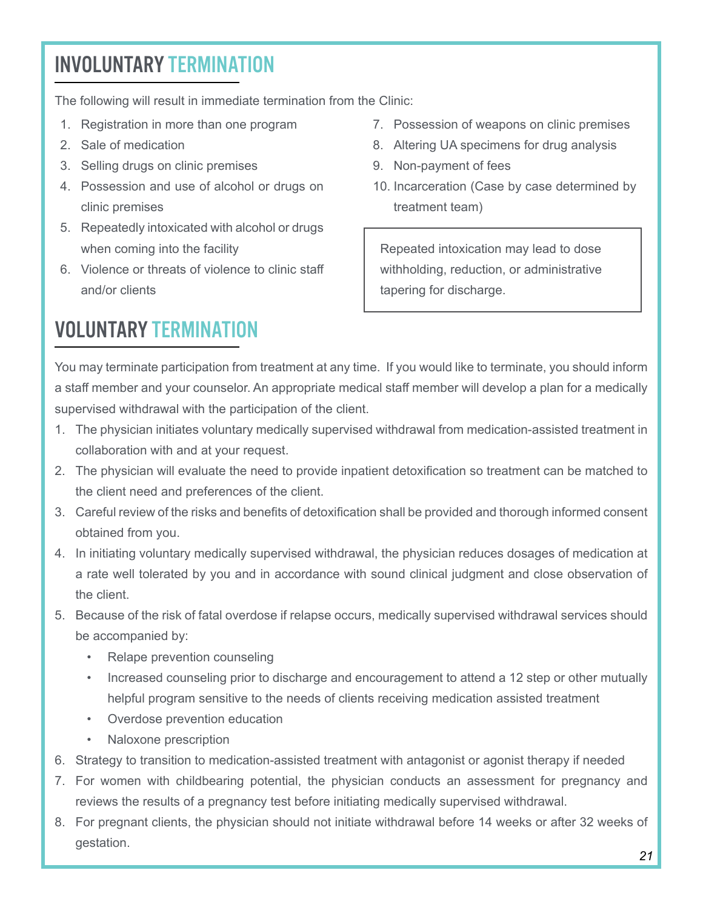## INVOLUNTARY TERMINATION

The following will result in immediate termination from the Clinic:

1. Registration in more than one program
2. Sale of medication
3. Selling drugs on clinic premises
4. Possession and use of alcohol or drugs on clinic premises
5. Repeatedly intoxicated with alcohol or drugs when coming into the facility
6. Violence or threats of violence to clinic staff and/or clients
7. Possession of weapons on clinic premises
8. Altering UA specimens for drug analysis
9. Non-payment of fees
10. Incarceration (Case by case determined by treatment team)

Repeated intoxication may lead to dose withholding, reduction, or administrative tapering for discharge.

## VOLUNTARY TERMINATION

You may terminate participation from treatment at any time. If you would like to terminate, you should inform a staff member and your counselor. An appropriate medical staff member will develop a plan for a medically supervised withdrawal with the participation of the client.

1. The physician initiates voluntary medically supervised withdrawal from medication-assisted treatment in collaboration with and at your request.
2. The physician will evaluate the need to provide inpatient detoxification so treatment can be matched to the client need and preferences of the client.
3. Careful review of the risks and benefits of detoxification shall be provided and thorough informed consent obtained from you.
4. In initiating voluntary medically supervised withdrawal, the physician reduces dosages of medication at a rate well tolerated by you and in accordance with sound clinical judgment and close observation of the client.
5. Because of the risk of fatal overdose if relapse occurs, medically supervised withdrawal services should be accompanied by:
   - Relape prevention counseling
   - Increased counseling prior to discharge and encouragement to attend a 12 step or other mutually helpful program sensitive to the needs of clients receiving medication assisted treatment
   - Overdose prevention education
   - Naloxone prescription
6. Strategy to transition to medication-assisted treatment with antagonist or agonist therapy if needed
7. For women with childbearing potential, the physician conducts an assessment for pregnancy and reviews the results of a pregnancy test before initiating medically supervised withdrawal.
8. For pregnant clients, the physician should not initiate withdrawal before 14 weeks or after 32 weeks of gestation.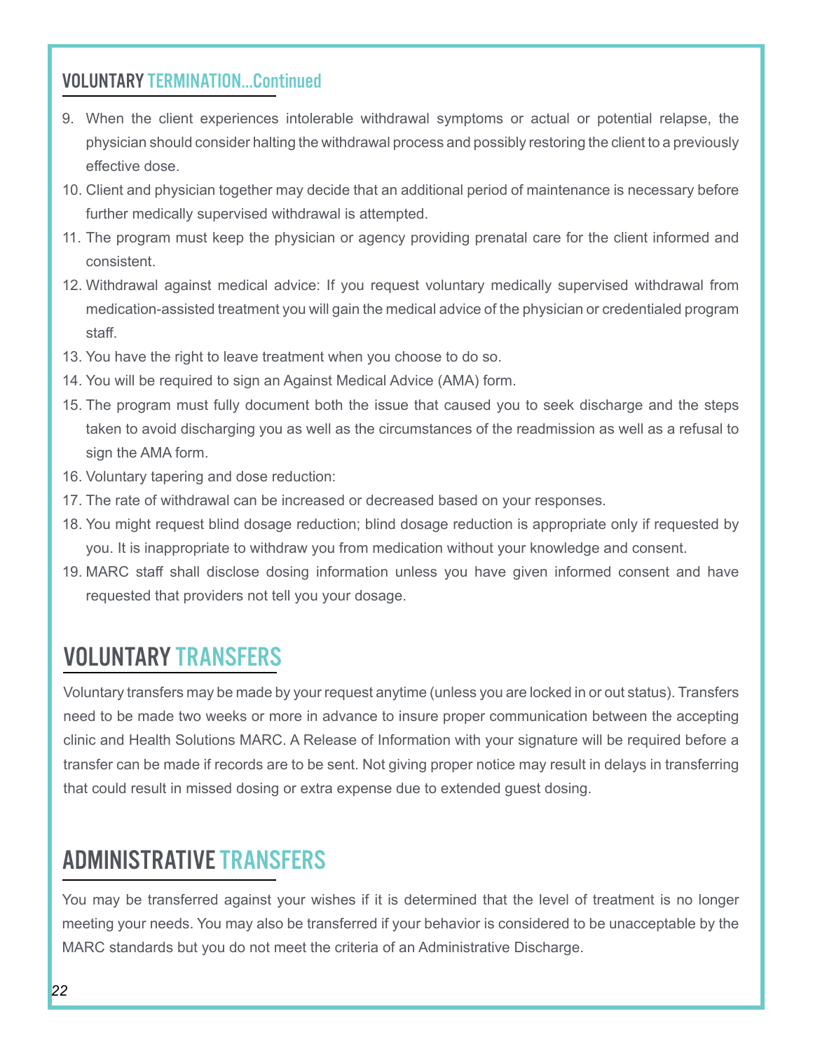## VOLUNTARY TERMINATION...Continued

9. When the client experiences intolerable withdrawal symptoms or actual or potential relapse, the physician should consider halting the withdrawal process and possibly restoring the client to a previously effective dose.
10. Client and physician together may decide that an additional period of maintenance is necessary before further medically supervised withdrawal is attempted.
11. The program must keep the physician or agency providing prenatal care for the client informed and consistent.
12. Withdrawal against medical advice: If you request voluntary medically supervised withdrawal from medication-assisted treatment you will gain the medical advice of the physician or credentialed program staff.
13. You have the right to leave treatment when you choose to do so.
14. You will be required to sign an Against Medical Advice (AMA) form.
15. The program must fully document both the issue that caused you to seek discharge and the steps taken to avoid discharging you as well as the circumstances of the readmission as well as a refusal to sign the AMA form.
16. Voluntary tapering and dose reduction:
17. The rate of withdrawal can be increased or decreased based on your responses.
18. You might request blind dosage reduction; blind dosage reduction is appropriate only if requested by you. It is inappropriate to withdraw you from medication without your knowledge and consent.
19. MARC staff shall disclose dosing information unless you have given informed consent and have requested that providers not tell you your dosage.

# VOLUNTARY TRANSFERS

Voluntary transfers may be made by your request anytime (unless you are locked in or out status). Transfers need to be made two weeks or more in advance to insure proper communication between the accepting clinic and Health Solutions MARC. A Release of Information with your signature will be required before a transfer can be made if records are to be sent. Not giving proper notice may result in delays in transferring that could result in missed dosing or extra expense due to extended guest dosing.

# ADMINISTRATIVE TRANSFERS

You may be transferred against your wishes if it is determined that the level of treatment is no longer meeting your needs. You may also be transferred if your behavior is considered to be unacceptable by the MARC standards but you do not meet the criteria of an Administrative Discharge.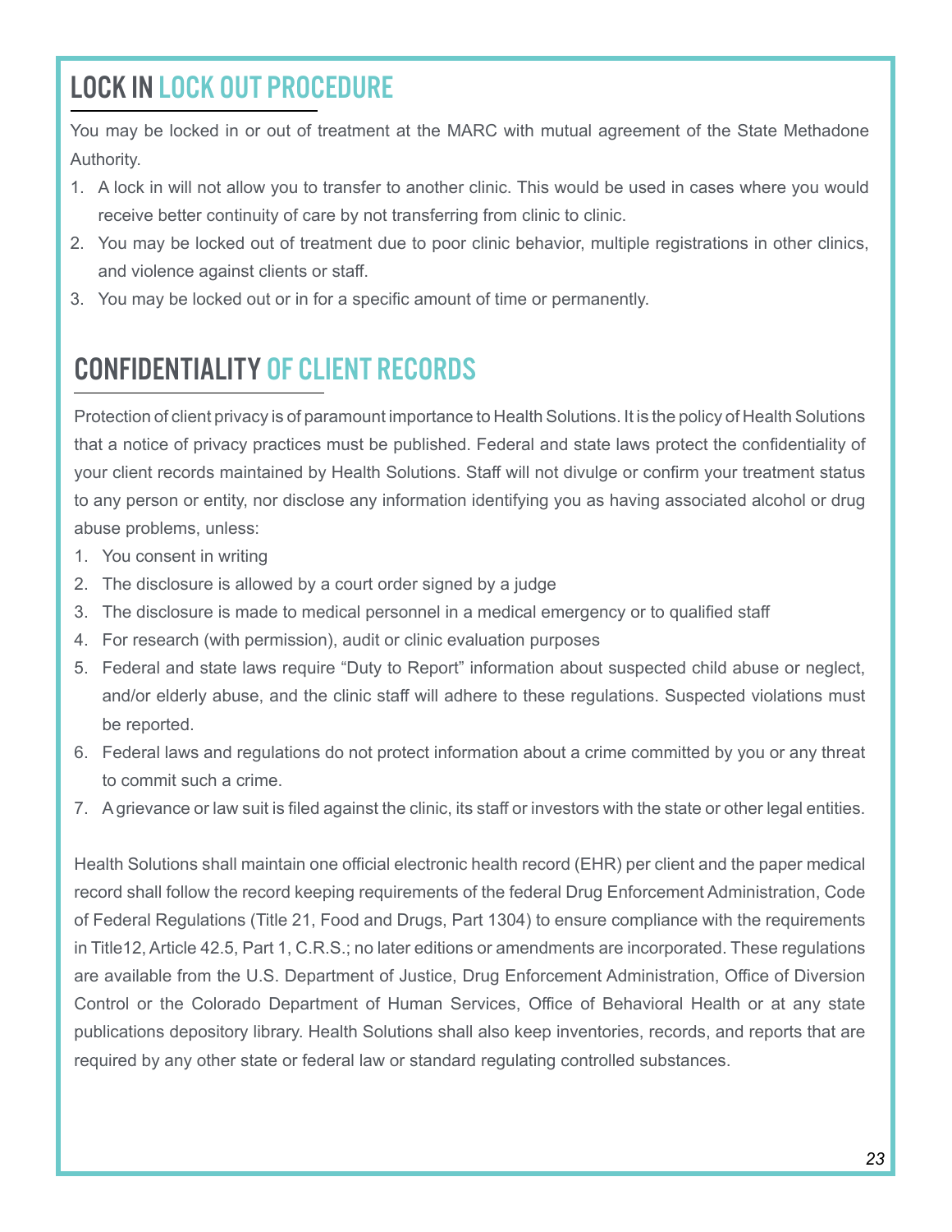## LOCK IN LOCK OUT PROCEDURE

You may be locked in or out of treatment at the MARC with mutual agreement of the State Methadone Authority.

1. A lock in will not allow you to transfer to another clinic. This would be used in cases where you would receive better continuity of care by not transferring from clinic to clinic.
2. You may be locked out of treatment due to poor clinic behavior, multiple registrations in other clinics, and violence against clients or staff.
3. You may be locked out or in for a specific amount of time or permanently.

## CONFIDENTIALITY OF CLIENT RECORDS

Protection of client privacy is of paramount importance to Health Solutions. It is the policy of Health Solutions that a notice of privacy practices must be published. Federal and state laws protect the confidentiality of your client records maintained by Health Solutions. Staff will not divulge or confirm your treatment status to any person or entity, nor disclose any information identifying you as having associated alcohol or drug abuse problems, unless:

1. You consent in writing
2. The disclosure is allowed by a court order signed by a judge
3. The disclosure is made to medical personnel in a medical emergency or to qualified staff
4. For research (with permission), audit or clinic evaluation purposes
5. Federal and state laws require "Duty to Report" information about suspected child abuse or neglect, and/or elderly abuse, and the clinic staff will adhere to these regulations. Suspected violations must be reported.
6. Federal laws and regulations do not protect information about a crime committed by you or any threat to commit such a crime.
7. A grievance or law suit is filed against the clinic, its staff or investors with the state or other legal entities.

Health Solutions shall maintain one official electronic health record (EHR) per client and the paper medical record shall follow the record keeping requirements of the federal Drug Enforcement Administration, Code of Federal Regulations (Title 21, Food and Drugs, Part 1304) to ensure compliance with the requirements in Title12, Article 42.5, Part 1, C.R.S.; no later editions or amendments are incorporated. These regulations are available from the U.S. Department of Justice, Drug Enforcement Administration, Office of Diversion Control or the Colorado Department of Human Services, Office of Behavioral Health or at any state publications depository library. Health Solutions shall also keep inventories, records, and reports that are required by any other state or federal law or standard regulating controlled substances.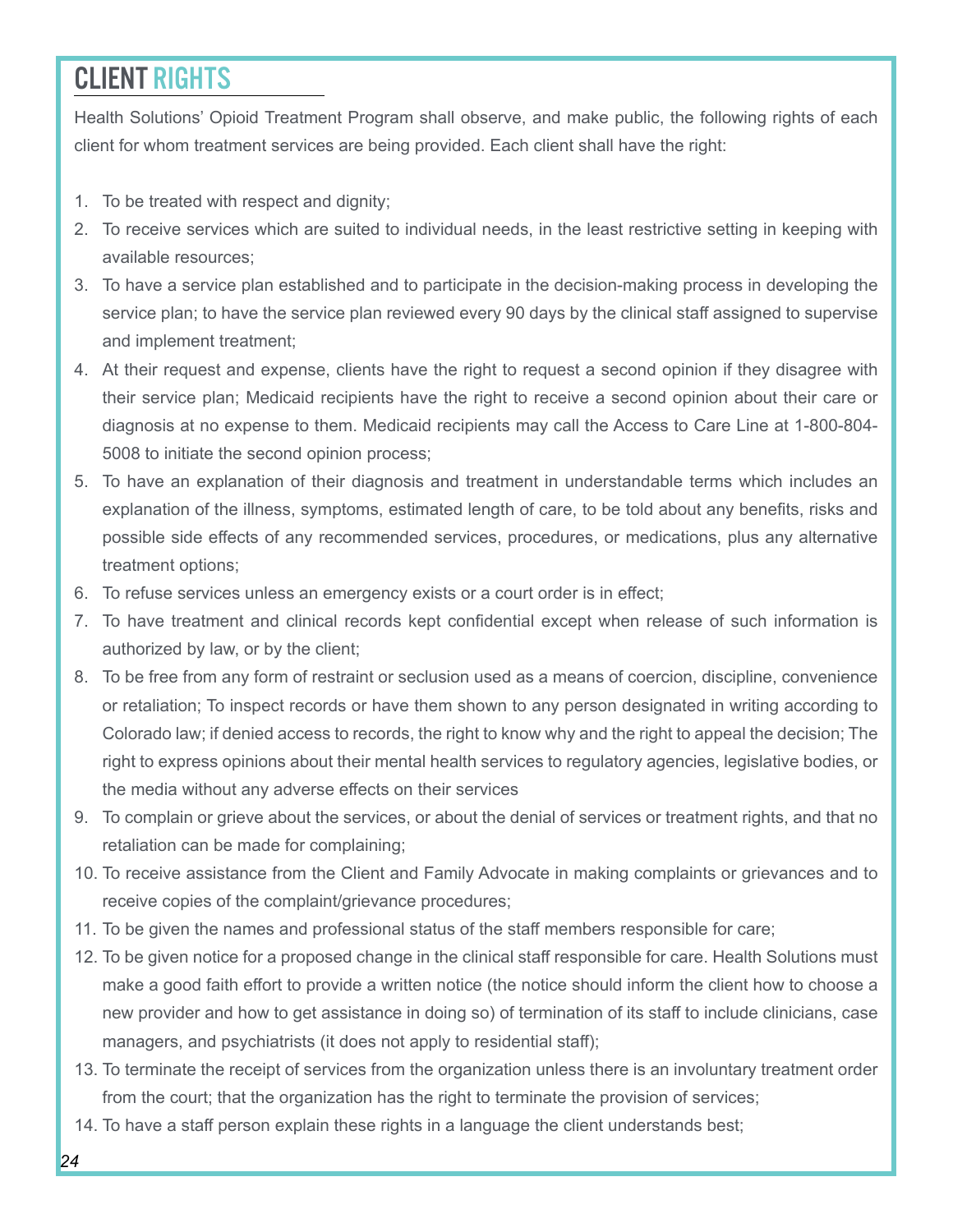## CLIENT RIGHTS

Health Solutions' Opioid Treatment Program shall observe, and make public, the following rights of each client for whom treatment services are being provided. Each client shall have the right:

1. To be treated with respect and dignity;
2. To receive services which are suited to individual needs, in the least restrictive setting in keeping with available resources;
3. To have a service plan established and to participate in the decision-making process in developing the service plan; to have the service plan reviewed every 90 days by the clinical staff assigned to supervise and implement treatment;
4. At their request and expense, clients have the right to request a second opinion if they disagree with their service plan; Medicaid recipients have the right to receive a second opinion about their care or diagnosis at no expense to them. Medicaid recipients may call the Access to Care Line at 1-800-804-5008 to initiate the second opinion process;
5. To have an explanation of their diagnosis and treatment in understandable terms which includes an explanation of the illness, symptoms, estimated length of care, to be told about any benefits, risks and possible side effects of any recommended services, procedures, or medications, plus any alternative treatment options;
6. To refuse services unless an emergency exists or a court order is in effect;
7. To have treatment and clinical records kept confidential except when release of such information is authorized by law, or by the client;
8. To be free from any form of restraint or seclusion used as a means of coercion, discipline, convenience or retaliation; To inspect records or have them shown to any person designated in writing according to Colorado law; if denied access to records, the right to know why and the right to appeal the decision; The right to express opinions about their mental health services to regulatory agencies, legislative bodies, or the media without any adverse effects on their services
9. To complain or grieve about the services, or about the denial of services or treatment rights, and that no retaliation can be made for complaining;
10. To receive assistance from the Client and Family Advocate in making complaints or grievances and to receive copies of the complaint/grievance procedures;
11. To be given the names and professional status of the staff members responsible for care;
12. To be given notice for a proposed change in the clinical staff responsible for care. Health Solutions must make a good faith effort to provide a written notice (the notice should inform the client how to choose a new provider and how to get assistance in doing so) of termination of its staff to include clinicians, case managers, and psychiatrists (it does not apply to residential staff);
13. To terminate the receipt of services from the organization unless there is an involuntary treatment order from the court; that the organization has the right to terminate the provision of services;
14. To have a staff person explain these rights in a language the client understands best;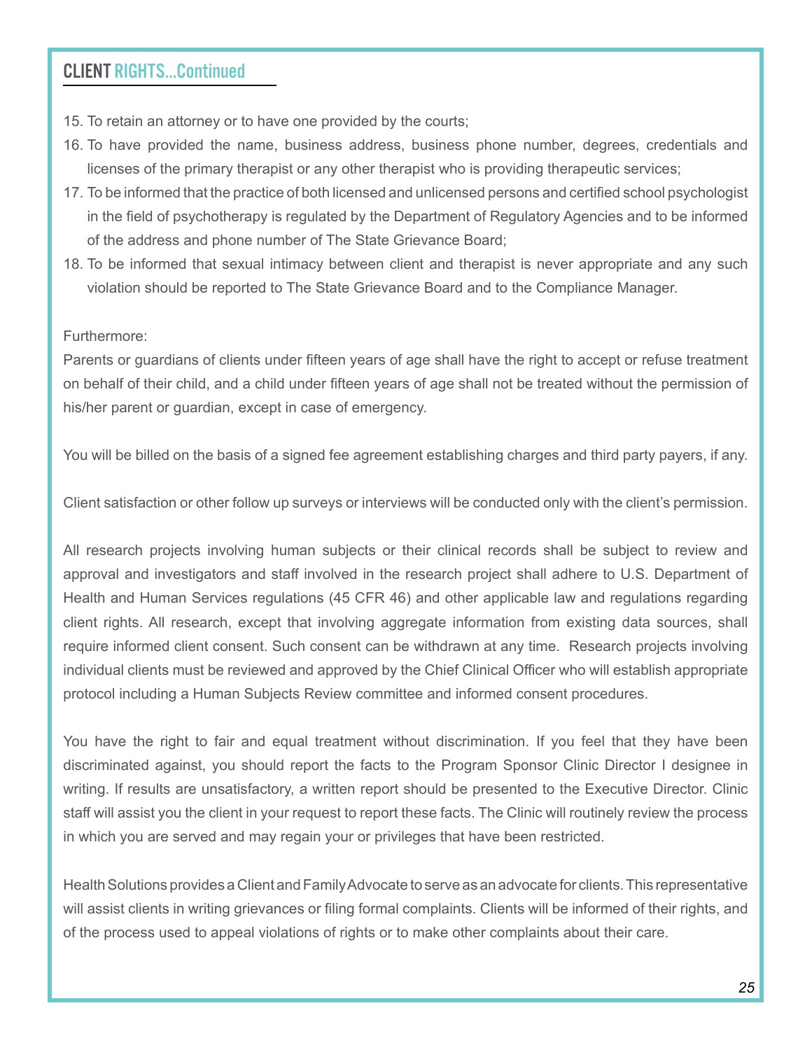## CLIENT RIGHTS...Continued

15. To retain an attorney or to have one provided by the courts;
16. To have provided the name, business address, business phone number, degrees, credentials and licenses of the primary therapist or any other therapist who is providing therapeutic services;
17. To be informed that the practice of both licensed and unlicensed persons and certified school psychologist in the field of psychotherapy is regulated by the Department of Regulatory Agencies and to be informed of the address and phone number of The State Grievance Board;
18. To be informed that sexual intimacy between client and therapist is never appropriate and any such violation should be reported to The State Grievance Board and to the Compliance Manager.

Furthermore:
Parents or guardians of clients under fifteen years of age shall have the right to accept or refuse treatment on behalf of their child, and a child under fifteen years of age shall not be treated without the permission of his/her parent or guardian, except in case of emergency.

You will be billed on the basis of a signed fee agreement establishing charges and third party payers, if any.

Client satisfaction or other follow up surveys or interviews will be conducted only with the client's permission.

All research projects involving human subjects or their clinical records shall be subject to review and approval and investigators and staff involved in the research project shall adhere to U.S. Department of Health and Human Services regulations (45 CFR 46) and other applicable law and regulations regarding client rights. All research, except that involving aggregate information from existing data sources, shall require informed client consent. Such consent can be withdrawn at any time. Research projects involving individual clients must be reviewed and approved by the Chief Clinical Officer who will establish appropriate protocol including a Human Subjects Review committee and informed consent procedures.

You have the right to fair and equal treatment without discrimination. If you feel that they have been discriminated against, you should report the facts to the Program Sponsor Clinic Director I designee in writing. If results are unsatisfactory, a written report should be presented to the Executive Director. Clinic staff will assist you the client in your request to report these facts. The Clinic will routinely review the process in which you are served and may regain your or privileges that have been restricted.

Health Solutions provides a Client and Family Advocate to serve as an advocate for clients. This representative will assist clients in writing grievances or filing formal complaints. Clients will be informed of their rights, and of the process used to appeal violations of rights or to make other complaints about their care.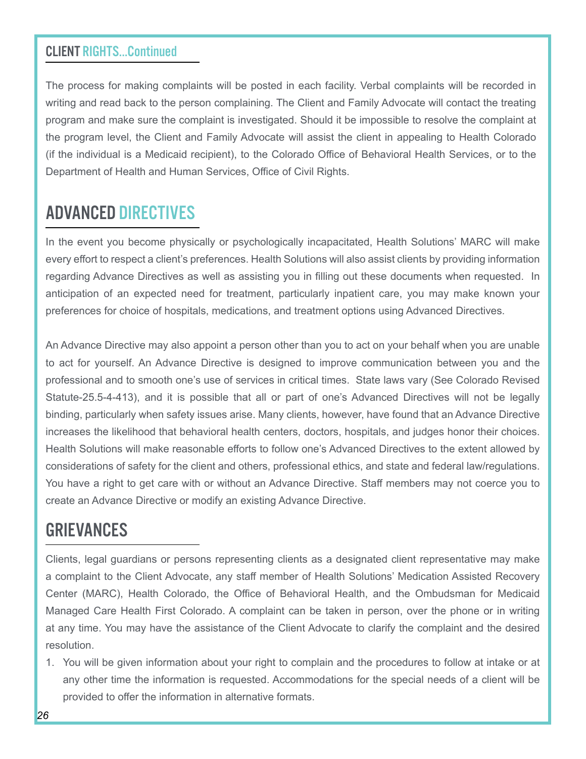## CLIENT RIGHTS...Continued

The process for making complaints will be posted in each facility. Verbal complaints will be recorded in writing and read back to the person complaining. The Client and Family Advocate will contact the treating program and make sure the complaint is investigated. Should it be impossible to resolve the complaint at the program level, the Client and Family Advocate will assist the client in appealing to Health Colorado (if the individual is a Medicaid recipient), to the Colorado Office of Behavioral Health Services, or to the Department of Health and Human Services, Office of Civil Rights.

## ADVANCED DIRECTIVES

In the event you become physically or psychologically incapacitated, Health Solutions' MARC will make every effort to respect a client's preferences. Health Solutions will also assist clients by providing information regarding Advance Directives as well as assisting you in filling out these documents when requested. In anticipation of an expected need for treatment, particularly inpatient care, you may make known your preferences for choice of hospitals, medications, and treatment options using Advanced Directives.

An Advance Directive may also appoint a person other than you to act on your behalf when you are unable to act for yourself. An Advance Directive is designed to improve communication between you and the professional and to smooth one's use of services in critical times. State laws vary (See Colorado Revised Statute-25.5-4-413), and it is possible that all or part of one's Advanced Directives will not be legally binding, particularly when safety issues arise. Many clients, however, have found that an Advance Directive increases the likelihood that behavioral health centers, doctors, hospitals, and judges honor their choices. Health Solutions will make reasonable efforts to follow one's Advanced Directives to the extent allowed by considerations of safety for the client and others, professional ethics, and state and federal law/regulations. You have a right to get care with or without an Advance Directive. Staff members may not coerce you to create an Advance Directive or modify an existing Advance Directive.

## GRIEVANCES

Clients, legal guardians or persons representing clients as a designated client representative may make a complaint to the Client Advocate, any staff member of Health Solutions' Medication Assisted Recovery Center (MARC), Health Colorado, the Office of Behavioral Health, and the Ombudsman for Medicaid Managed Care Health First Colorado. A complaint can be taken in person, over the phone or in writing at any time. You may have the assistance of the Client Advocate to clarify the complaint and the desired resolution.

1. You will be given information about your right to complain and the procedures to follow at intake or at any other time the information is requested. Accommodations for the special needs of a client will be provided to offer the information in alternative formats.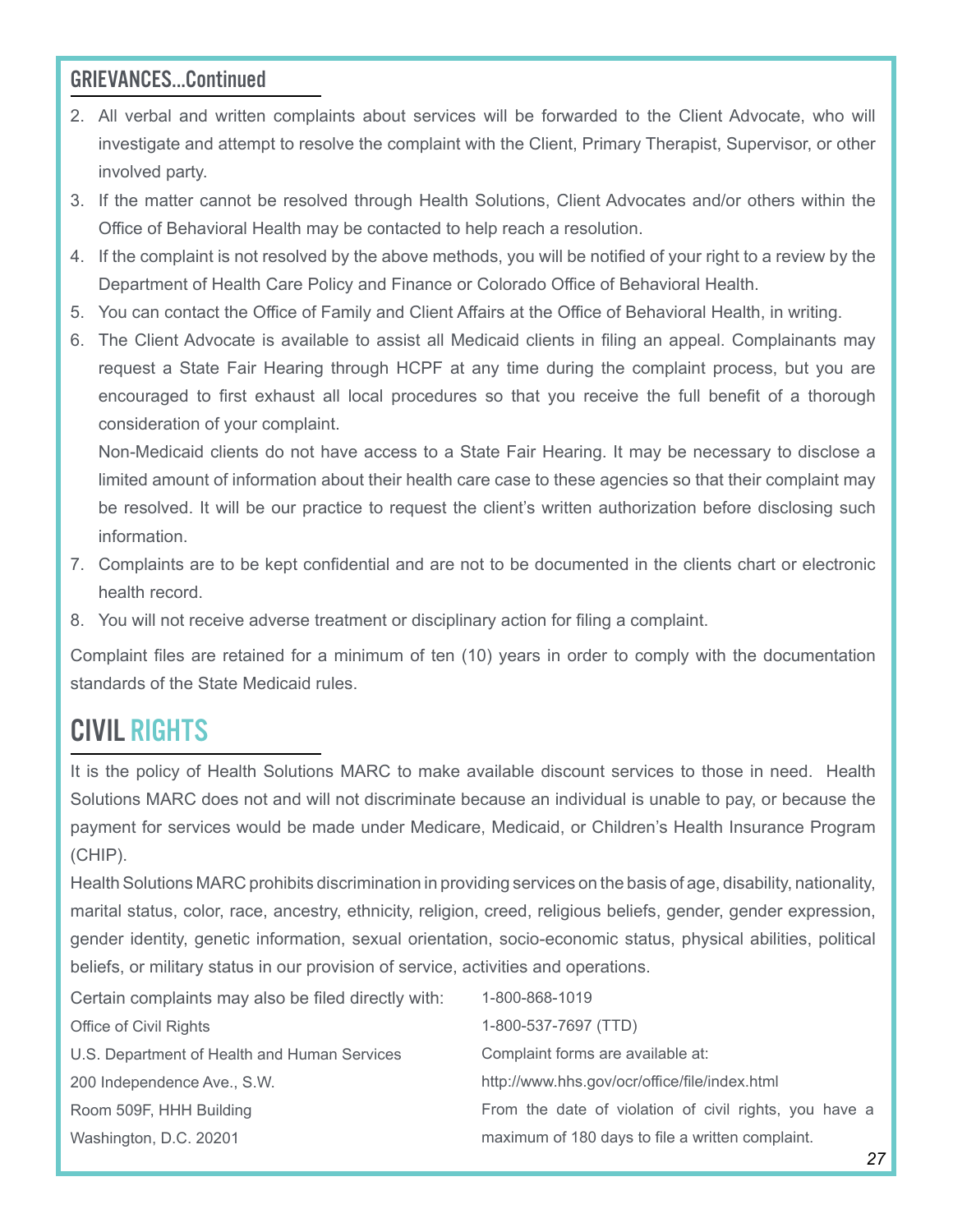## GRIEVANCES...Continued

2. All verbal and written complaints about services will be forwarded to the Client Advocate, who will investigate and attempt to resolve the complaint with the Client, Primary Therapist, Supervisor, or other involved party.
3. If the matter cannot be resolved through Health Solutions, Client Advocates and/or others within the Office of Behavioral Health may be contacted to help reach a resolution.
4. If the complaint is not resolved by the above methods, you will be notified of your right to a review by the Department of Health Care Policy and Finance or Colorado Office of Behavioral Health.
5. You can contact the Office of Family and Client Affairs at the Office of Behavioral Health, in writing.
6. The Client Advocate is available to assist all Medicaid clients in filing an appeal. Complainants may request a State Fair Hearing through HCPF at any time during the complaint process, but you are encouraged to first exhaust all local procedures so that you receive the full benefit of a thorough consideration of your complaint.

   Non-Medicaid clients do not have access to a State Fair Hearing. It may be necessary to disclose a limited amount of information about their health care case to these agencies so that their complaint may be resolved. It will be our practice to request the client's written authorization before disclosing such information.
7. Complaints are to be kept confidential and are not to be documented in the clients chart or electronic health record.
8. You will not receive adverse treatment or disciplinary action for filing a complaint.

Complaint files are retained for a minimum of ten (10) years in order to comply with the documentation standards of the State Medicaid rules.

# CIVIL RIGHTS

It is the policy of Health Solutions MARC to make available discount services to those in need. Health Solutions MARC does not and will not discriminate because an individual is unable to pay, or because the payment for services would be made under Medicare, Medicaid, or Children's Health Insurance Program (CHIP).

Health Solutions MARC prohibits discrimination in providing services on the basis of age, disability, nationality, marital status, color, race, ancestry, ethnicity, religion, creed, religious beliefs, gender, gender expression, gender identity, genetic information, sexual orientation, socio-economic status, physical abilities, political beliefs, or military status in our provision of service, activities and operations.

Certain complaints may also be filed directly with:
Office of Civil Rights
U.S. Department of Health and Human Services
200 Independence Ave., S.W.
Room 509F, HHH Building
Washington, D.C. 20201

1-800-868-1019
1-800-537-7697 (TTD)
Complaint forms are available at:
http://www.hhs.gov/ocr/office/file/index.html
From the date of violation of civil rights, you have a maximum of 180 days to file a written complaint.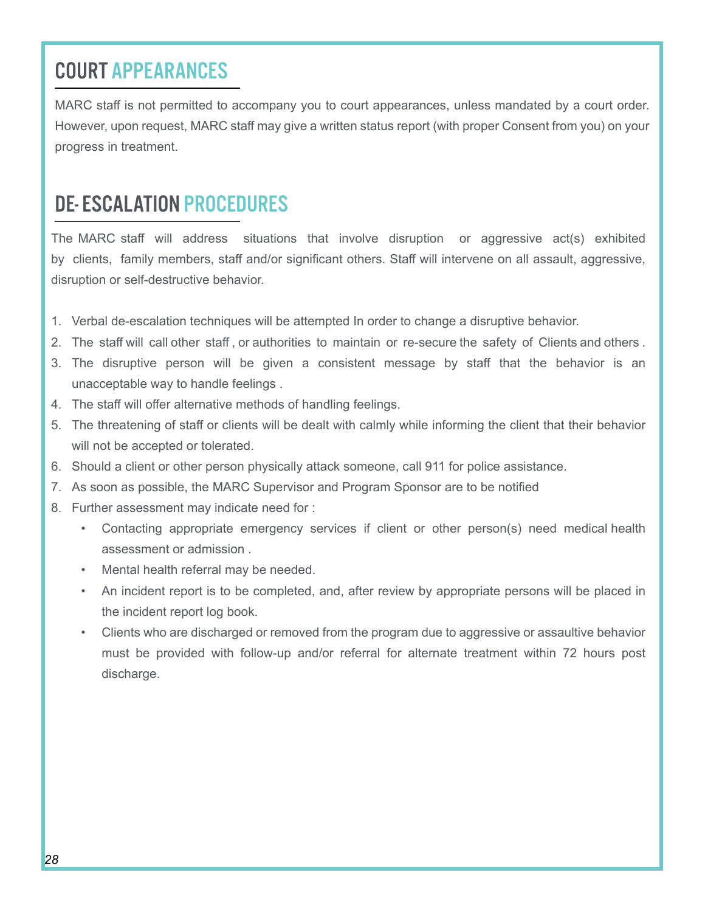## COURT APPEARANCES

MARC staff is not permitted to accompany you to court appearances, unless mandated by a court order. However, upon request, MARC staff may give a written status report (with proper Consent from you) on your progress in treatment.

## DE- ESCALATION PROCEDURES

The MARC staff will address situations that involve disruption or aggressive act(s) exhibited by clients, family members, staff and/or significant others. Staff will intervene on all assault, aggressive, disruption or self-destructive behavior.

1. Verbal de-escalation techniques will be attempted In order to change a disruptive behavior.
2. The staff will call other staff , or authorities to maintain or re-secure the safety of Clients and others .
3. The disruptive person will be given a consistent message by staff that the behavior is an unacceptable way to handle feelings .
4. The staff will offer alternative methods of handling feelings.
5. The threatening of staff or clients will be dealt with calmly while informing the client that their behavior will not be accepted or tolerated.
6. Should a client or other person physically attack someone, call 911 for police assistance.
7. As soon as possible, the MARC Supervisor and Program Sponsor are to be notified
8. Further assessment may indicate need for :
   - Contacting appropriate emergency services if client or other person(s) need medical health assessment or admission .
   - Mental health referral may be needed.
   - An incident report is to be completed, and, after review by appropriate persons will be placed in the incident report log book.
   - Clients who are discharged or removed from the program due to aggressive or assaultive behavior must be provided with follow-up and/or referral for alternate treatment within 72 hours post discharge.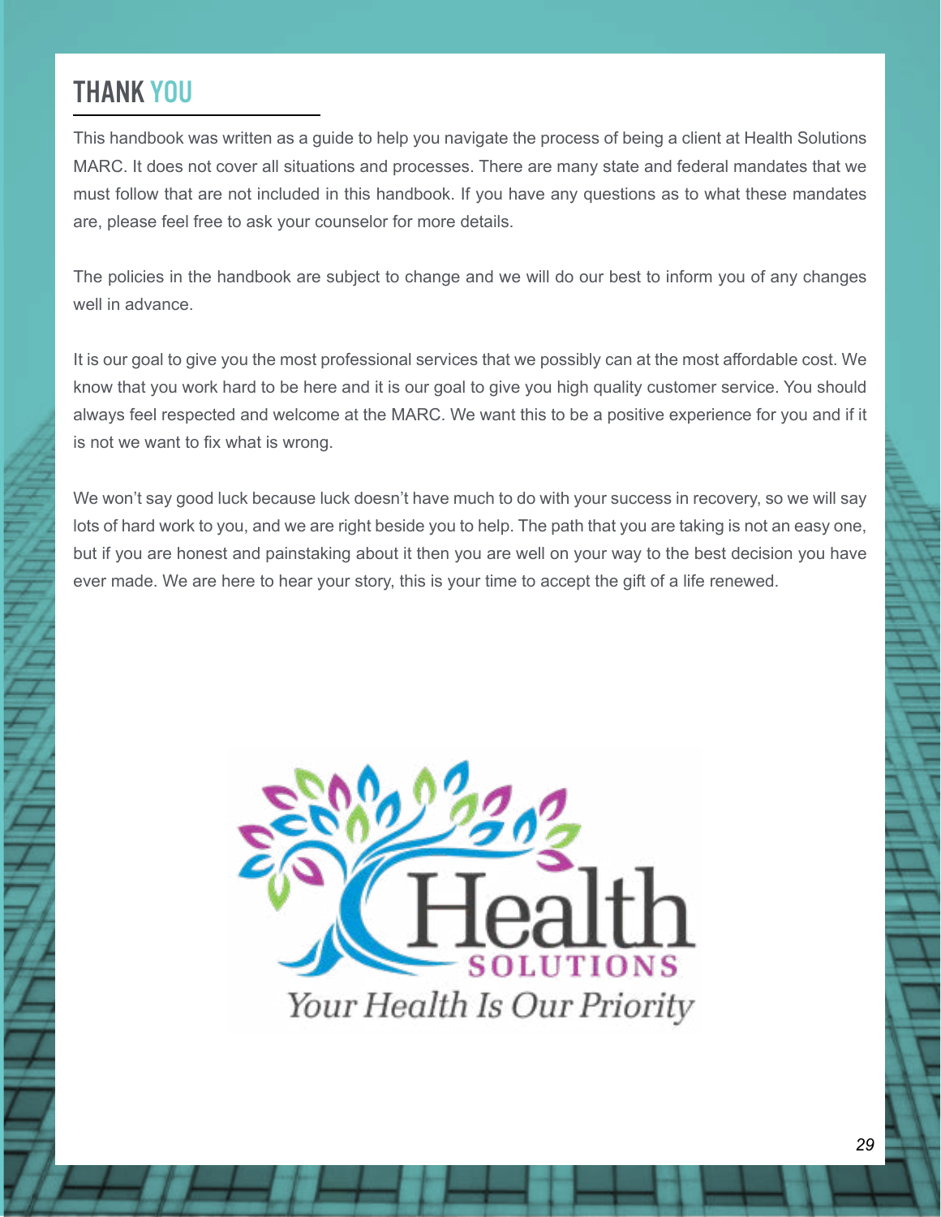# THANK YOU

This handbook was written as a guide to help you navigate the process of being a client at Health Solutions MARC. It does not cover all situations and processes. There are many state and federal mandates that we must follow that are not included in this handbook. If you have any questions as to what these mandates are, please feel free to ask your counselor for more details.

The policies in the handbook are subject to change and we will do our best to inform you of any changes well in advance.

It is our goal to give you the most professional services that we possibly can at the most affordable cost. We know that you work hard to be here and it is our goal to give you high quality customer service. You should always feel respected and welcome at the MARC. We want this to be a positive experience for you and if it is not we want to fix what is wrong.

We won't say good luck because luck doesn't have much to do with your success in recovery, so we will say lots of hard work to you, and we are right beside you to help. The path that you are taking is not an easy one, but if you are honest and painstaking about it then you are well on your way to the best decision you have ever made. We are here to hear your story, this is your time to accept the gift of a life renewed.

Health SOLUTIONS

*Your Health Is Our Priority*